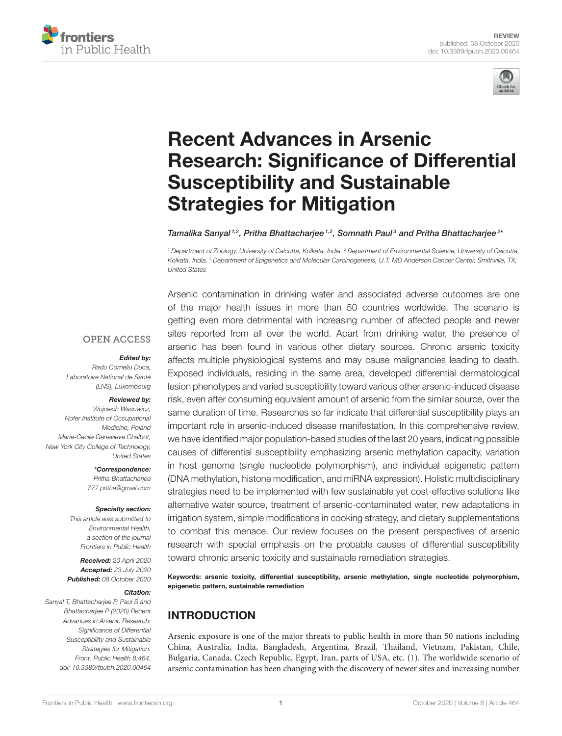REVIEW
published: 08 October 2020
doi: 10.3389/fpubh.2020.00464

# Recent Advances in Arsenic Research: Significance of Differential Susceptibility and Sustainable Strategies for Mitigation

*Tamalika Sanyal[1,2], Pritha Bhattacharjee[1,2], Somnath Paul[3] and Pritha Bhattacharjee[2]**

[1] Department of Zoology, University of Calcutta, Kolkata, India, [2] Department of Environmental Science, University of Calcutta, Kolkata, India, [3] Department of Epigenetics and Molecular Carcinogenesis, U.T. MD Anderson Cancer Center, Smithville, TX, United States

OPEN ACCESS

***Edited by:***
Radu Corneliu Duca,
Laboratoire National de Santé (LNS), Luxembourg

***Reviewed by:***
Wojciech Wasowicz,
Nofer Institute of Occupational Medicine, Poland
Marie-Cecile Genevieve Chalbot,
New York City College of Technology, United States

***\*Correspondence:***
Pritha Bhattacharjee
777.pritha@gmail.com

***Specialty section:***
This article was submitted to Environmental Health, a section of the journal Frontiers in Public Health

***Received:*** 20 April 2020
***Accepted:*** 23 July 2020
***Published:*** 08 October 2020

***Citation:***
Sanyal T, Bhattacharjee P, Paul S and Bhattacharjee P (2020) Recent Advances in Arsenic Research: Significance of Differential Susceptibility and Sustainable Strategies for Mitigation. Front. Public Health 8:464. doi: 10.3389/fpubh.2020.00464

Arsenic contamination in drinking water and associated adverse outcomes are one of the major health issues in more than 50 countries worldwide. The scenario is getting even more detrimental with increasing number of affected people and newer sites reported from all over the world. Apart from drinking water, the presence of arsenic has been found in various other dietary sources. Chronic arsenic toxicity affects multiple physiological systems and may cause malignancies leading to death. Exposed individuals, residing in the same area, developed differential dermatological lesion phenotypes and varied susceptibility toward various other arsenic-induced disease risk, even after consuming equivalent amount of arsenic from the similar source, over the same duration of time. Researches so far indicate that differential susceptibility plays an important role in arsenic-induced disease manifestation. In this comprehensive review, we have identified major population-based studies of the last 20 years, indicating possible causes of differential susceptibility emphasizing arsenic methylation capacity, variation in host genome (single nucleotide polymorphism), and individual epigenetic pattern (DNA methylation, histone modification, and miRNA expression). Holistic multidisciplinary strategies need to be implemented with few sustainable yet cost-effective solutions like alternative water source, treatment of arsenic-contaminated water, new adaptations in irrigation system, simple modifications in cooking strategy, and dietary supplementations to combat this menace. Our review focuses on the present perspectives of arsenic research with special emphasis on the probable causes of differential susceptibility toward chronic arsenic toxicity and sustainable remediation strategies.

**Keywords: arsenic toxicity, differential susceptibility, arsenic methylation, single nucleotide polymorphism, epigenetic pattern, sustainable remediation**

## INTRODUCTION

Arsenic exposure is one of the major threats to public health in more than 50 nations including China, Australia, India, Bangladesh, Argentina, Brazil, Thailand, Vietnam, Pakistan, Chile, Bulgaria, Canada, Czech Republic, Egypt, Iran, parts of USA, etc. (1). The worldwide scenario of arsenic contamination has been changing with the discovery of newer sites and increasing number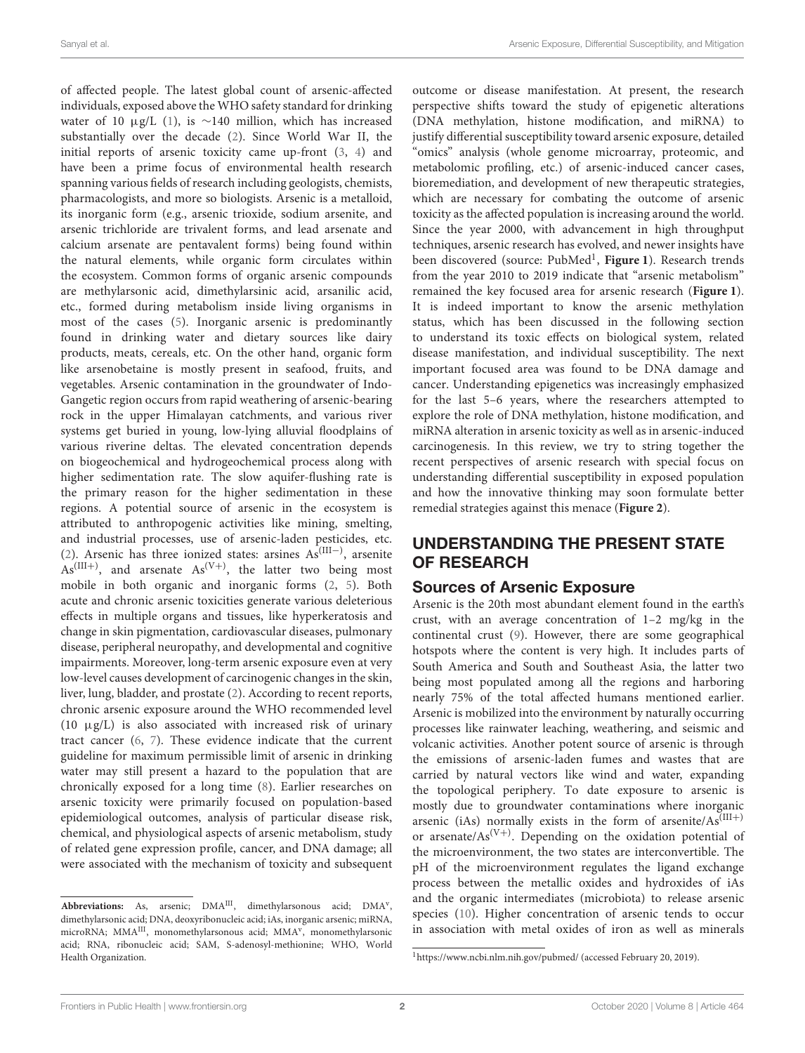of affected people. The latest global count of arsenic-affected individuals, exposed above the WHO safety standard for drinking water of 10 μg/L (1), is ∼140 million, which has increased substantially over the decade (2). Since World War II, the initial reports of arsenic toxicity came up-front (3, 4) and have been a prime focus of environmental health research spanning various fields of research including geologists, chemists, pharmacologists, and more so biologists. Arsenic is a metalloid, its inorganic form (e.g., arsenic trioxide, sodium arsenite, and arsenic trichloride are trivalent forms, and lead arsenate and calcium arsenate are pentavalent forms) being found within the natural elements, while organic form circulates within the ecosystem. Common forms of organic arsenic compounds are methylarsonic acid, dimethylarsinic acid, arsanilic acid, etc., formed during metabolism inside living organisms in most of the cases (5). Inorganic arsenic is predominantly found in drinking water and dietary sources like dairy products, meats, cereals, etc. On the other hand, organic form like arsenobetaine is mostly present in seafood, fruits, and vegetables. Arsenic contamination in the groundwater of Indo-Gangetic region occurs from rapid weathering of arsenic-bearing rock in the upper Himalayan catchments, and various river systems get buried in young, low-lying alluvial floodplains of various riverine deltas. The elevated concentration depends on biogeochemical and hydrogeochemical process along with higher sedimentation rate. The slow aquifer-flushing rate is the primary reason for the higher sedimentation in these regions. A potential source of arsenic in the ecosystem is attributed to anthropogenic activities like mining, smelting, and industrial processes, use of arsenic-laden pesticides, etc. (2). Arsenic has three ionized states: arsines $As^{(III-)}$, arsenite $As^{(III+)}$, and arsenate $As^{(V+)}$, the latter two being most mobile in both organic and inorganic forms (2, 5). Both acute and chronic arsenic toxicities generate various deleterious effects in multiple organs and tissues, like hyperkeratosis and change in skin pigmentation, cardiovascular diseases, pulmonary disease, peripheral neuropathy, and developmental and cognitive impairments. Moreover, long-term arsenic exposure even at very low-level causes development of carcinogenic changes in the skin, liver, lung, bladder, and prostate (2). According to recent reports, chronic arsenic exposure around the WHO recommended level (10 μg/L) is also associated with increased risk of urinary tract cancer (6, 7). These evidence indicate that the current guideline for maximum permissible limit of arsenic in drinking water may still present a hazard to the population that are chronically exposed for a long time (8). Earlier researches on arsenic toxicity were primarily focused on population-based epidemiological outcomes, analysis of particular disease risk, chemical, and physiological aspects of arsenic metabolism, study of related gene expression profile, cancer, and DNA damage; all were associated with the mechanism of toxicity and subsequent outcome or disease manifestation. At present, the research perspective shifts toward the study of epigenetic alterations (DNA methylation, histone modification, and miRNA) to justify differential susceptibility toward arsenic exposure, detailed "omics" analysis (whole genome microarray, proteomic, and metabolomic profiling, etc.) of arsenic-induced cancer cases, bioremediation, and development of new therapeutic strategies, which are necessary for combating the outcome of arsenic toxicity as the affected population is increasing around the world. Since the year 2000, with advancement in high throughput techniques, arsenic research has evolved, and newer insights have been discovered (source: PubMed[1], **Figure 1**). Research trends from the year 2010 to 2019 indicate that "arsenic metabolism" remained the key focused area for arsenic research (**Figure 1**). It is indeed important to know the arsenic methylation status, which has been discussed in the following section to understand its toxic effects on biological system, related disease manifestation, and individual susceptibility. The next important focused area was found to be DNA damage and cancer. Understanding epigenetics was increasingly emphasized for the last 5–6 years, where the researchers attempted to explore the role of DNA methylation, histone modification, and miRNA alteration in arsenic toxicity as well as in arsenic-induced carcinogenesis. In this review, we try to string together the recent perspectives of arsenic research with special focus on understanding differential susceptibility in exposed population and how the innovative thinking may soon formulate better remedial strategies against this menace (**Figure 2**).

## UNDERSTANDING THE PRESENT STATE OF RESEARCH

### Sources of Arsenic Exposure

Arsenic is the 20th most abundant element found in the earth's crust, with an average concentration of 1–2 mg/kg in the continental crust (9). However, there are some geographical hotspots where the content is very high. It includes parts of South America and South and Southeast Asia, the latter two being most populated among all the regions and harboring nearly 75% of the total affected humans mentioned earlier. Arsenic is mobilized into the environment by naturally occurring processes like rainwater leaching, weathering, and seismic and volcanic activities. Another potent source of arsenic is through the emissions of arsenic-laden fumes and wastes that are carried by natural vectors like wind and water, expanding the topological periphery. To date exposure to arsenic is mostly due to groundwater contaminations where inorganic arsenic (iAs) normally exists in the form of arsenite/$As^{(III+)}$ or arsenate/$As^{(V+)}$. Depending on the oxidation potential of the microenvironment, the two states are interconvertible. The pH of the microenvironment regulates the ligand exchange process between the metallic oxides and hydroxides of iAs and the organic intermediates (microbiota) to release arsenic species (10). Higher concentration of arsenic tends to occur in association with metal oxides of iron as well as minerals

**Abbreviations:** As, arsenic; $DMA^{III}$, dimethylarsonous acid; $DMA^{V}$, dimethylarsonic acid; DNA, deoxyribonucleic acid; iAs, inorganic arsenic; miRNA, microRNA; $MMA^{III}$, monomethylarsonous acid; $MMA^{V}$, monomethylarsonic acid; RNA, ribonucleic acid; SAM, S-adenosyl-methionine; WHO, World Health Organization.

[1] https://www.ncbi.nlm.nih.gov/pubmed/ (accessed February 20, 2019).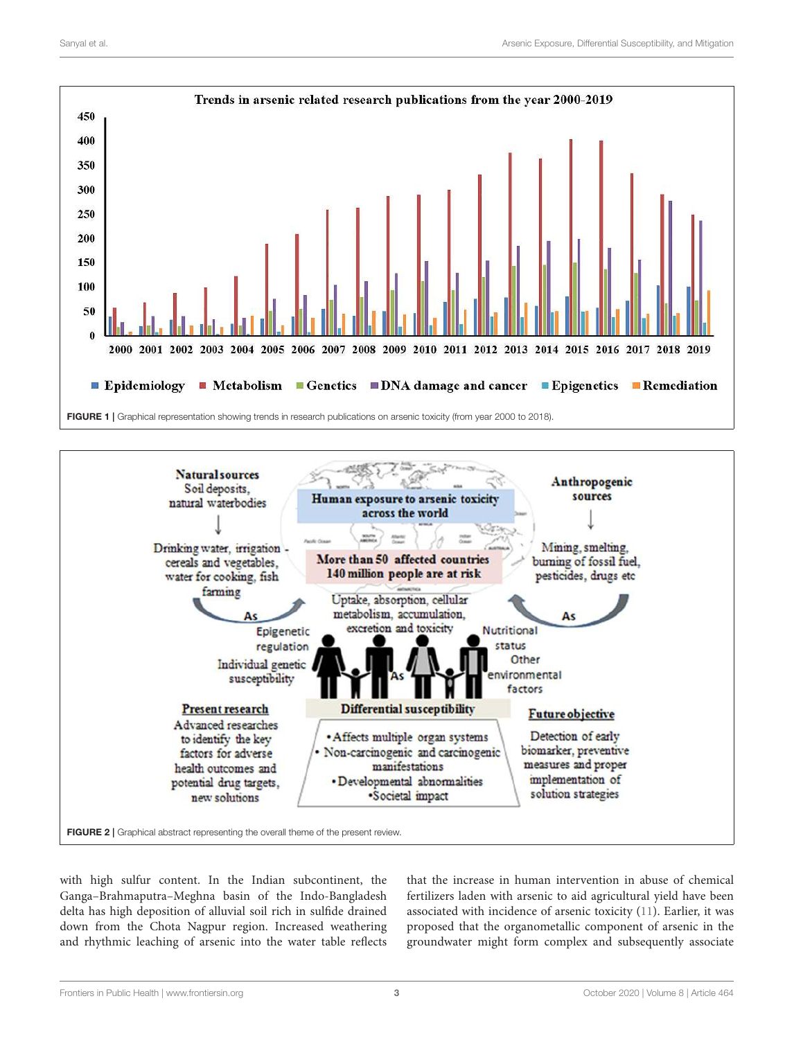FIGURE 1 | Graphical representation showing trends in research publications on arsenic toxicity (from year 2000 to 2018).

FIGURE 2 | Graphical abstract representing the overall theme of the present review.

with high sulfur content. In the Indian subcontinent, the Ganga–Brahmaputra–Meghna basin of the Indo-Bangladesh delta has high deposition of alluvial soil rich in sulfide drained down from the Chota Nagpur region. Increased weathering and rhythmic leaching of arsenic into the water table reflects that the increase in human intervention in abuse of chemical fertilizers laden with arsenic to aid agricultural yield have been associated with incidence of arsenic toxicity (11). Earlier, it was proposed that the organometallic component of arsenic in the groundwater might form complex and subsequently associate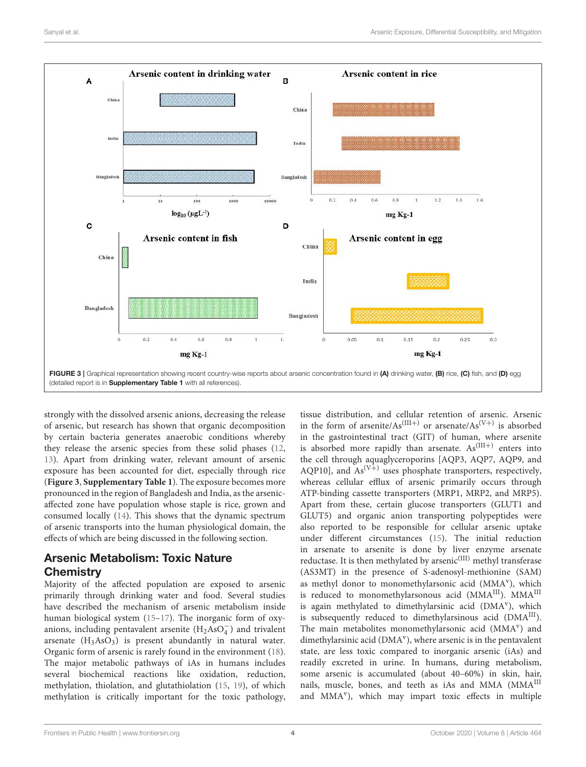FIGURE 3 | Graphical representation showing recent country-wise reports about arsenic concentration found in **(A)** drinking water, **(B)** rice, **(C)** fish, and **(D)** egg (detailed report is in **Supplementary Table 1** with all references).

strongly with the dissolved arsenic anions, decreasing the release of arsenic, but research has shown that organic decomposition by certain bacteria generates anaerobic conditions whereby they release the arsenic species from these solid phases (12, 13). Apart from drinking water, relevant amount of arsenic exposure has been accounted for diet, especially through rice (**Figure 3**, **Supplementary Table 1**). The exposure becomes more pronounced in the region of Bangladesh and India, as the arsenic-affected zone have population whose staple is rice, grown and consumed locally (14). This shows that the dynamic spectrum of arsenic transports into the human physiological domain, the effects of which are being discussed in the following section.

## Arsenic Metabolism: Toxic Nature Chemistry

Majority of the affected population are exposed to arsenic primarily through drinking water and food. Several studies have described the mechanism of arsenic metabolism inside human biological system (15–17). The inorganic form of oxy-anions, including pentavalent arsenite ($H_2AsO_4^-$) and trivalent arsenate ($H_3AsO_3$) is present abundantly in natural water. Organic form of arsenic is rarely found in the environment (18). The major metabolic pathways of iAs in humans includes several biochemical reactions like oxidation, reduction, methylation, thiolation, and glutathiolation (15, 19), of which methylation is critically important for the toxic pathology, tissue distribution, and cellular retention of arsenic. Arsenic in the form of arsenite/$As^{(III+)}$ or arsenate/$As^{(V+)}$ is absorbed in the gastrointestinal tract (GIT) of human, where arsenite is absorbed more rapidly than arsenate. $As^{(III+)}$ enters into the cell through aquaglyceroporins [AQP3, AQP7, AQP9, and AQP10], and $As^{(V+)}$ uses phosphate transporters, respectively, whereas cellular efflux of arsenic primarily occurs through ATP-binding cassette transporters (MRP1, MRP2, and MRP5). Apart from these, certain glucose transporters (GLUT1 and GLUT5) and organic anion transporting polypeptides were also reported to be responsible for cellular arsenic uptake under different circumstances (15). The initial reduction in arsenate to arsenite is done by liver enzyme arsenate reductase. It is then methylated by arsenic$^{(III)}$ methyl transferase (AS3MT) in the presence of S-adenosyl-methionine (SAM) as methyl donor to monomethylarsonic acid ($MMA^{v}$), which is reduced to monomethylarsonous acid ($MMA^{III}$). $MMA^{III}$ is again methylated to dimethylarsinic acid ($DMA^{v}$), which is subsequently reduced to dimethylarsinous acid ($DMA^{III}$). The main metabolites monomethylarsonic acid ($MMA^{v}$) and dimethylarsinic acid ($DMA^{v}$), where arsenic is in the pentavalent state, are less toxic compared to inorganic arsenic (iAs) and readily excreted in urine. In humans, during metabolism, some arsenic is accumulated (about 40–60%) in skin, hair, nails, muscle, bones, and teeth as iAs and MMA ($MMA^{III}$ and $MMA^{v}$), which may impart toxic effects in multiple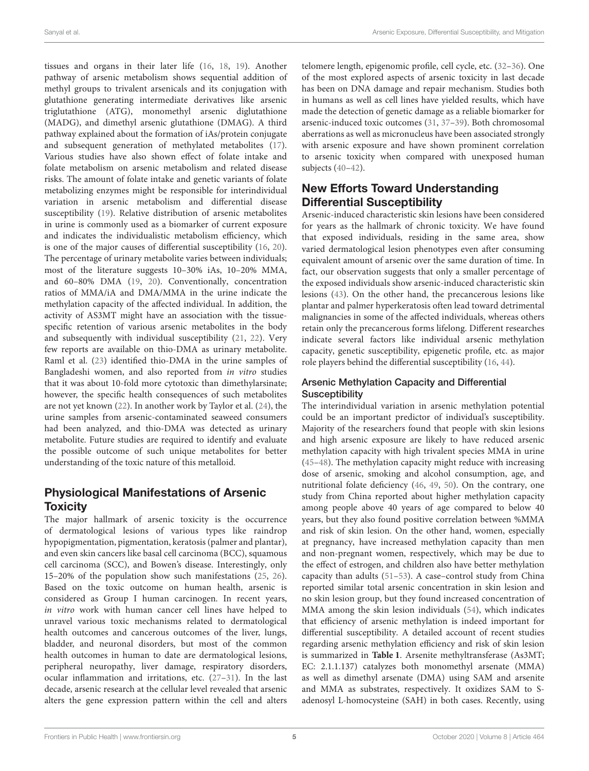tissues and organs in their later life (16, 18, 19). Another pathway of arsenic metabolism shows sequential addition of methyl groups to trivalent arsenicals and its conjugation with glutathione generating intermediate derivatives like arsenic triglutathione (ATG), monomethyl arsenic diglutathione (MADG), and dimethyl arsenic glutathione (DMAG). A third pathway explained about the formation of iAs/protein conjugate and subsequent generation of methylated metabolites (17). Various studies have also shown effect of folate intake and folate metabolism on arsenic metabolism and related disease risks. The amount of folate intake and genetic variants of folate metabolizing enzymes might be responsible for interindividual variation in arsenic metabolism and differential disease susceptibility (19). Relative distribution of arsenic metabolites in urine is commonly used as a biomarker of current exposure and indicates the individualistic metabolism efficiency, which is one of the major causes of differential susceptibility (16, 20). The percentage of urinary metabolite varies between individuals; most of the literature suggests 10–30% iAs, 10–20% MMA, and 60–80% DMA (19, 20). Conventionally, concentration ratios of MMA/iA and DMA/MMA in the urine indicate the methylation capacity of the affected individual. In addition, the activity of AS3MT might have an association with the tissue-specific retention of various arsenic metabolites in the body and subsequently with individual susceptibility (21, 22). Very few reports are available on thio-DMA as urinary metabolite. Raml et al. (23) identified thio-DMA in the urine samples of Bangladeshi women, and also reported from *in vitro* studies that it was about 10-fold more cytotoxic than dimethylarsinate; however, the specific health consequences of such metabolites are not yet known (22). In another work by Taylor et al. (24), the urine samples from arsenic-contaminated seaweed consumers had been analyzed, and thio-DMA was detected as urinary metabolite. Future studies are required to identify and evaluate the possible outcome of such unique metabolites for better understanding of the toxic nature of this metalloid.

## Physiological Manifestations of Arsenic Toxicity

The major hallmark of arsenic toxicity is the occurrence of dermatological lesions of various types like raindrop hypopigmentation, pigmentation, keratosis (palmer and plantar), and even skin cancers like basal cell carcinoma (BCC), squamous cell carcinoma (SCC), and Bowen's disease. Interestingly, only 15–20% of the population show such manifestations (25, 26). Based on the toxic outcome on human health, arsenic is considered as Group I human carcinogen. In recent years, *in vitro* work with human cancer cell lines have helped to unravel various toxic mechanisms related to dermatological health outcomes and cancerous outcomes of the liver, lungs, bladder, and neuronal disorders, but most of the common health outcomes in human to date are dermatological lesions, peripheral neuropathy, liver damage, respiratory disorders, ocular inflammation and irritations, etc. (27–31). In the last decade, arsenic research at the cellular level revealed that arsenic alters the gene expression pattern within the cell and alters telomere length, epigenomic profile, cell cycle, etc. (32–36). One of the most explored aspects of arsenic toxicity in last decade has been on DNA damage and repair mechanism. Studies both in humans as well as cell lines have yielded results, which have made the detection of genetic damage as a reliable biomarker for arsenic-induced toxic outcomes (31, 37–39). Both chromosomal aberrations as well as micronucleus have been associated strongly with arsenic exposure and have shown prominent correlation to arsenic toxicity when compared with unexposed human subjects (40–42).

## New Efforts Toward Understanding Differential Susceptibility

Arsenic-induced characteristic skin lesions have been considered for years as the hallmark of chronic toxicity. We have found that exposed individuals, residing in the same area, show varied dermatological lesion phenotypes even after consuming equivalent amount of arsenic over the same duration of time. In fact, our observation suggests that only a smaller percentage of the exposed individuals show arsenic-induced characteristic skin lesions (43). On the other hand, the precancerous lesions like plantar and palmer hyperkeratosis often lead toward detrimental malignancies in some of the affected individuals, whereas others retain only the precancerous forms lifelong. Different researches indicate several factors like individual arsenic methylation capacity, genetic susceptibility, epigenetic profile, etc. as major role players behind the differential susceptibility (16, 44).

### Arsenic Methylation Capacity and Differential Susceptibility

The interindividual variation in arsenic methylation potential could be an important predictor of individual's susceptibility. Majority of the researchers found that people with skin lesions and high arsenic exposure are likely to have reduced arsenic methylation capacity with high trivalent species MMA in urine (45–48). The methylation capacity might reduce with increasing dose of arsenic, smoking and alcohol consumption, age, and nutritional folate deficiency (46, 49, 50). On the contrary, one study from China reported about higher methylation capacity among people above 40 years of age compared to below 40 years, but they also found positive correlation between %MMA and risk of skin lesion. On the other hand, women, especially at pregnancy, have increased methylation capacity than men and non-pregnant women, respectively, which may be due to the effect of estrogen, and children also have better methylation capacity than adults (51–53). A case–control study from China reported similar total arsenic concentration in skin lesion and no skin lesion group, but they found increased concentration of MMA among the skin lesion individuals (54), which indicates that efficiency of arsenic methylation is indeed important for differential susceptibility. A detailed account of recent studies regarding arsenic methylation efficiency and risk of skin lesion is summarized in **Table 1**. Arsenite methyltransferase (As3MT; EC: 2.1.1.137) catalyzes both monomethyl arsenate (MMA) as well as dimethyl arsenate (DMA) using SAM and arsenite and MMA as substrates, respectively. It oxidizes SAM to S-adenosyl L-homocysteine (SAH) in both cases. Recently, using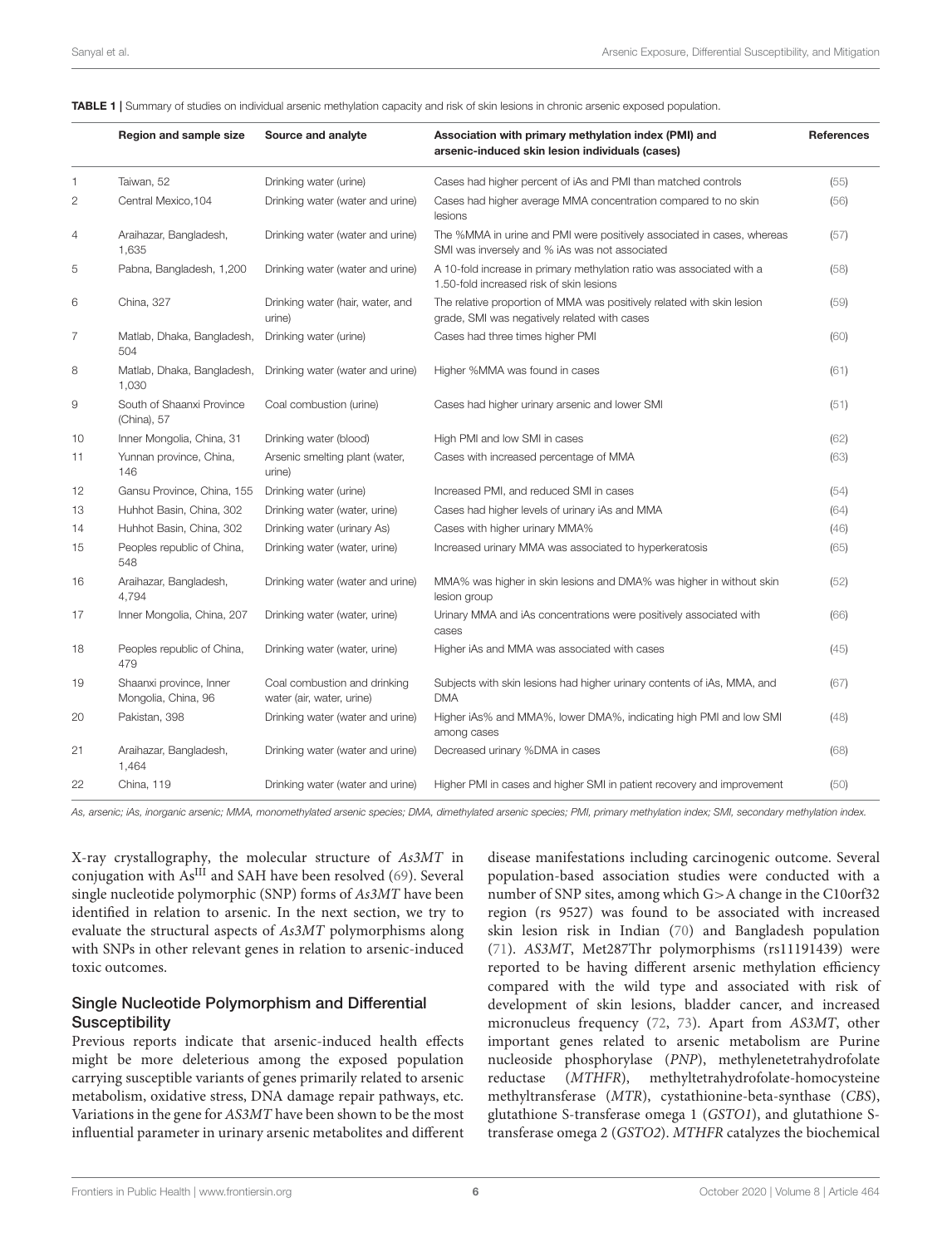**TABLE 1 |** Summary of studies on individual arsenic methylation capacity and risk of skin lesions in chronic arsenic exposed population.

| | Region and sample size | Source and analyte | Association with primary methylation index (PMI) and arsenic-induced skin lesion individuals (cases) | References |
|---|---|---|---|---|
| 1 | Taiwan, 52 | Drinking water (urine) | Cases had higher percent of iAs and PMI than matched controls | (55) |
| 2 | Central Mexico,104 | Drinking water (water and urine) | Cases had higher average MMA concentration compared to no skin lesions | (56) |
| 4 | Araihazar, Bangladesh, 1,635 | Drinking water (water and urine) | The %MMA in urine and PMI were positively associated in cases, whereas SMI was inversely and % iAs was not associated | (57) |
| 5 | Pabna, Bangladesh, 1,200 | Drinking water (water and urine) | A 10-fold increase in primary methylation ratio was associated with a 1.50-fold increased risk of skin lesions | (58) |
| 6 | China, 327 | Drinking water (hair, water, and urine) | The relative proportion of MMA was positively related with skin lesion grade, SMI was negatively related with cases | (59) |
| 7 | Matlab, Dhaka, Bangladesh, 504 | Drinking water (urine) | Cases had three times higher PMI | (60) |
| 8 | Matlab, Dhaka, Bangladesh, 1,030 | Drinking water (water and urine) | Higher %MMA was found in cases | (61) |
| 9 | South of Shaanxi Province (China), 57 | Coal combustion (urine) | Cases had higher urinary arsenic and lower SMI | (51) |
| 10 | Inner Mongolia, China, 31 | Drinking water (blood) | High PMI and low SMI in cases | (62) |
| 11 | Yunnan province, China, 146 | Arsenic smelting plant (water, urine) | Cases with increased percentage of MMA | (63) |
| 12 | Gansu Province, China, 155 | Drinking water (urine) | Increased PMI, and reduced SMI in cases | (54) |
| 13 | Huhhot Basin, China, 302 | Drinking water (water, urine) | Cases had higher levels of urinary iAs and MMA | (64) |
| 14 | Huhhot Basin, China, 302 | Drinking water (urinary As) | Cases with higher urinary MMA% | (46) |
| 15 | Peoples republic of China, 548 | Drinking water (water, urine) | Increased urinary MMA was associated to hyperkeratosis | (65) |
| 16 | Araihazar, Bangladesh, 4,794 | Drinking water (water and urine) | MMA% was higher in skin lesions and DMA% was higher in without skin lesion group | (52) |
| 17 | Inner Mongolia, China, 207 | Drinking water (water, urine) | Urinary MMA and iAs concentrations were positively associated with cases | (66) |
| 18 | Peoples republic of China, 479 | Drinking water (water, urine) | Higher iAs and MMA was associated with cases | (45) |
| 19 | Shaanxi province, Inner Mongolia, China, 96 | Coal combustion and drinking water (air, water, urine) | Subjects with skin lesions had higher urinary contents of iAs, MMA, and DMA | (67) |
| 20 | Pakistan, 398 | Drinking water (water and urine) | Higher iAs% and MMA%, lower DMA%, indicating high PMI and low SMI among cases | (48) |
| 21 | Araihazar, Bangladesh, 1,464 | Drinking water (water and urine) | Decreased urinary %DMA in cases | (68) |
| 22 | China, 119 | Drinking water (water and urine) | Higher PMI in cases and higher SMI in patient recovery and improvement | (50) |

*As, arsenic; iAs, inorganic arsenic; MMA, monomethylated arsenic species; DMA, dimethylated arsenic species; PMI, primary methylation index; SMI, secondary methylation index.*

X-ray crystallography, the molecular structure of *As3MT* in conjugation with $As^{III}$ and SAH have been resolved (69). Several single nucleotide polymorphic (SNP) forms of *As3MT* have been identified in relation to arsenic. In the next section, we try to evaluate the structural aspects of *As3MT* polymorphisms along with SNPs in other relevant genes in relation to arsenic-induced toxic outcomes.

## Single Nucleotide Polymorphism and Differential Susceptibility

Previous reports indicate that arsenic-induced health effects might be more deleterious among the exposed population carrying susceptible variants of genes primarily related to arsenic metabolism, oxidative stress, DNA damage repair pathways, etc. Variations in the gene for *AS3MT* have been shown to be the most influential parameter in urinary arsenic metabolites and different disease manifestations including carcinogenic outcome. Several population-based association studies were conducted with a number of SNP sites, among which G>A change in the C10orf32 region (rs 9527) was found to be associated with increased skin lesion risk in Indian (70) and Bangladesh population (71). *AS3MT*, Met287Thr polymorphisms (rs11191439) were reported to be having different arsenic methylation efficiency compared with the wild type and associated with risk of development of skin lesions, bladder cancer, and increased micronucleus frequency (72, 73). Apart from *AS3MT*, other important genes related to arsenic metabolism are Purine nucleoside phosphorylase (*PNP*), methylenetetrahydrofolate reductase (*MTHFR*), methyltetrahydrofolate-homocysteine methyltransferase (*MTR*), cystathionine-beta-synthase (*CBS*), glutathione S-transferase omega 1 (*GSTO1*), and glutathione S-transferase omega 2 (*GSTO2*). *MTHFR* catalyzes the biochemical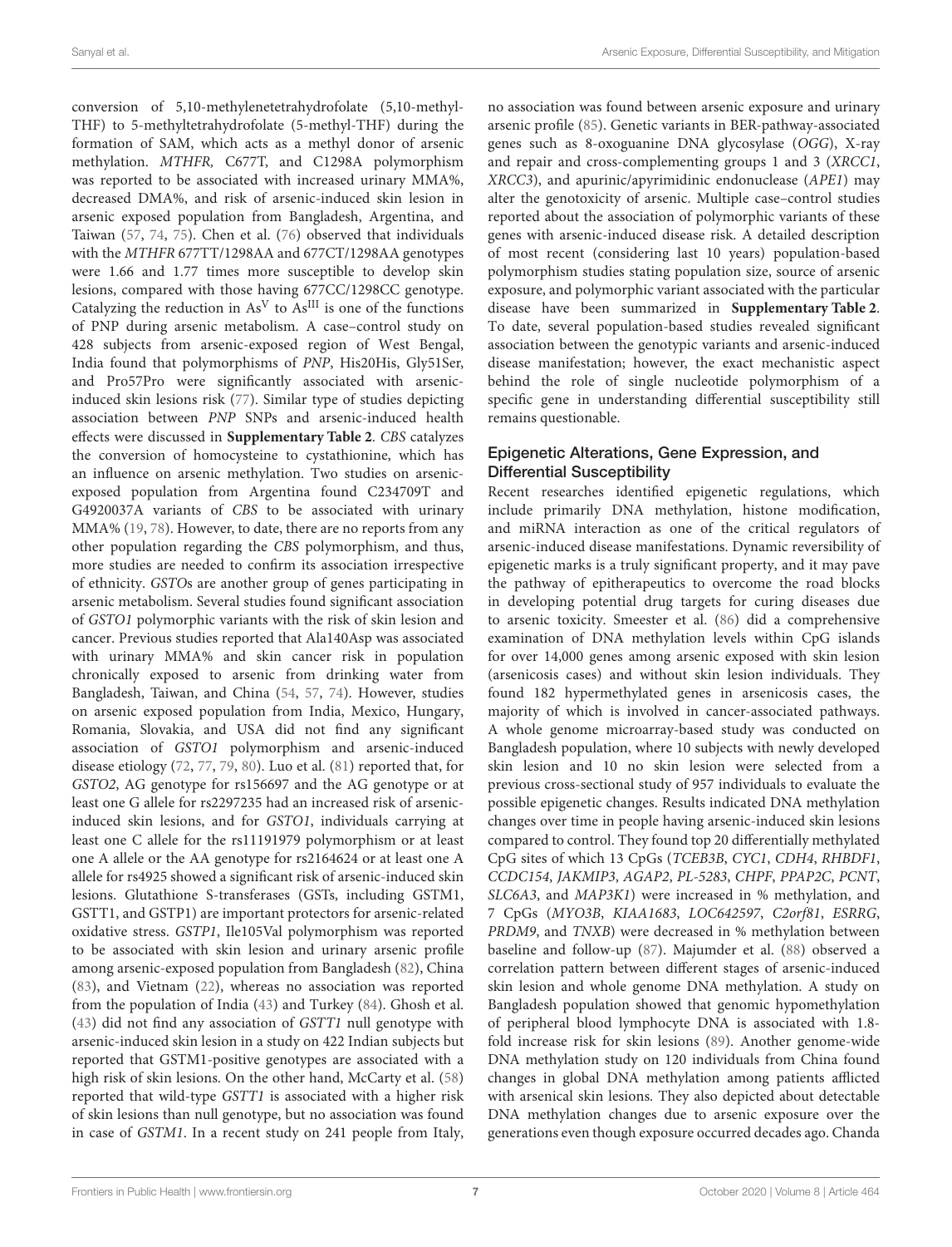conversion of 5,10-methylenetetrahydrofolate (5,10-methyl-THF) to 5-methyltetrahydrofolate (5-methyl-THF) during the formation of SAM, which acts as a methyl donor of arsenic methylation. *MTHFR,* C677T, and C1298A polymorphism was reported to be associated with increased urinary MMA%, decreased DMA%, and risk of arsenic-induced skin lesion in arsenic exposed population from Bangladesh, Argentina, and Taiwan (57, 74, 75). Chen et al. (76) observed that individuals with the *MTHFR* 677TT/1298AA and 677CT/1298AA genotypes were 1.66 and 1.77 times more susceptible to develop skin lesions, compared with those having 677CC/1298CC genotype. Catalyzing the reduction in $As^{V}$ to $As^{III}$ is one of the functions of PNP during arsenic metabolism. A case–control study on 428 subjects from arsenic-exposed region of West Bengal, India found that polymorphisms of *PNP*, His20His, Gly51Ser, and Pro57Pro were significantly associated with arsenic-induced skin lesions risk (77). Similar type of studies depicting association between *PNP* SNPs and arsenic-induced health effects were discussed in **Supplementary Table 2**. *CBS* catalyzes the conversion of homocysteine to cystathionine, which has an influence on arsenic methylation. Two studies on arsenic-exposed population from Argentina found C234709T and G4920037A variants of *CBS* to be associated with urinary MMA% (19, 78). However, to date, there are no reports from any other population regarding the *CBS* polymorphism, and thus, more studies are needed to confirm its association irrespective of ethnicity. *GSTO*s are another group of genes participating in arsenic metabolism. Several studies found significant association of *GSTO1* polymorphic variants with the risk of skin lesion and cancer. Previous studies reported that Ala140Asp was associated with urinary MMA% and skin cancer risk in population chronically exposed to arsenic from drinking water from Bangladesh, Taiwan, and China (54, 57, 74). However, studies on arsenic exposed population from India, Mexico, Hungary, Romania, Slovakia, and USA did not find any significant association of *GSTO1* polymorphism and arsenic-induced disease etiology (72, 77, 79, 80). Luo et al. (81) reported that, for *GSTO2*, AG genotype for rs156697 and the AG genotype or at least one G allele for rs2297235 had an increased risk of arsenic-induced skin lesions, and for *GSTO1*, individuals carrying at least one C allele for the rs11191979 polymorphism or at least one A allele or the AA genotype for rs2164624 or at least one A allele for rs4925 showed a significant risk of arsenic-induced skin lesions. Glutathione S-transferases (GSTs, including GSTM1, GSTT1, and GSTP1) are important protectors for arsenic-related oxidative stress. *GSTP1*, Ile105Val polymorphism was reported to be associated with skin lesion and urinary arsenic profile among arsenic-exposed population from Bangladesh (82), China (83), and Vietnam (22), whereas no association was reported from the population of India (43) and Turkey (84). Ghosh et al. (43) did not find any association of *GSTT1* null genotype with arsenic-induced skin lesion in a study on 422 Indian subjects but reported that GSTM1-positive genotypes are associated with a high risk of skin lesions. On the other hand, McCarty et al. (58) reported that wild-type *GSTT1* is associated with a higher risk of skin lesions than null genotype, but no association was found in case of *GSTM1*. In a recent study on 241 people from Italy, no association was found between arsenic exposure and urinary arsenic profile (85). Genetic variants in BER-pathway-associated genes such as 8-oxoguanine DNA glycosylase (*OGG*), X-ray and repair and cross-complementing groups 1 and 3 (*XRCC1*, *XRCC3*), and apurinic/apyrimidinic endonuclease (*APE1*) may alter the genotoxicity of arsenic. Multiple case–control studies reported about the association of polymorphic variants of these genes with arsenic-induced disease risk. A detailed description of most recent (considering last 10 years) population-based polymorphism studies stating population size, source of arsenic exposure, and polymorphic variant associated with the particular disease have been summarized in **Supplementary Table 2**. To date, several population-based studies revealed significant association between the genotypic variants and arsenic-induced disease manifestation; however, the exact mechanistic aspect behind the role of single nucleotide polymorphism of a specific gene in understanding differential susceptibility still remains questionable.

### Epigenetic Alterations, Gene Expression, and Differential Susceptibility

Recent researches identified epigenetic regulations, which include primarily DNA methylation, histone modification, and miRNA interaction as one of the critical regulators of arsenic-induced disease manifestations. Dynamic reversibility of epigenetic marks is a truly significant property, and it may pave the pathway of epitherapeutics to overcome the road blocks in developing potential drug targets for curing diseases due to arsenic toxicity. Smeester et al. (86) did a comprehensive examination of DNA methylation levels within CpG islands for over 14,000 genes among arsenic exposed with skin lesion (arsenicosis cases) and without skin lesion individuals. They found 182 hypermethylated genes in arsenicosis cases, the majority of which is involved in cancer-associated pathways. A whole genome microarray-based study was conducted on Bangladesh population, where 10 subjects with newly developed skin lesion and 10 no skin lesion were selected from a previous cross-sectional study of 957 individuals to evaluate the possible epigenetic changes. Results indicated DNA methylation changes over time in people having arsenic-induced skin lesions compared to control. They found top 20 differentially methylated CpG sites of which 13 CpGs (*TCEB3B*, *CYC1*, *CDH4*, *RHBDF1*, *CCDC154*, *JAKMIP3*, *AGAP2*, *PL-5283*, *CHPF*, *PPAP2C*, *PCNT*, *SLC6A3*, and *MAP3K1*) were increased in % methylation, and 7 CpGs (*MYO3B*, *KIAA1683*, *LOC642597*, *C2orf81*, *ESRRG*, *PRDM9*, and *TNXB*) were decreased in % methylation between baseline and follow-up (87). Majumder et al. (88) observed a correlation pattern between different stages of arsenic-induced skin lesion and whole genome DNA methylation. A study on Bangladesh population showed that genomic hypomethylation of peripheral blood lymphocyte DNA is associated with 1.8-fold increase risk for skin lesions (89). Another genome-wide DNA methylation study on 120 individuals from China found changes in global DNA methylation among patients afflicted with arsenical skin lesions. They also depicted about detectable DNA methylation changes due to arsenic exposure over the generations even though exposure occurred decades ago. Chanda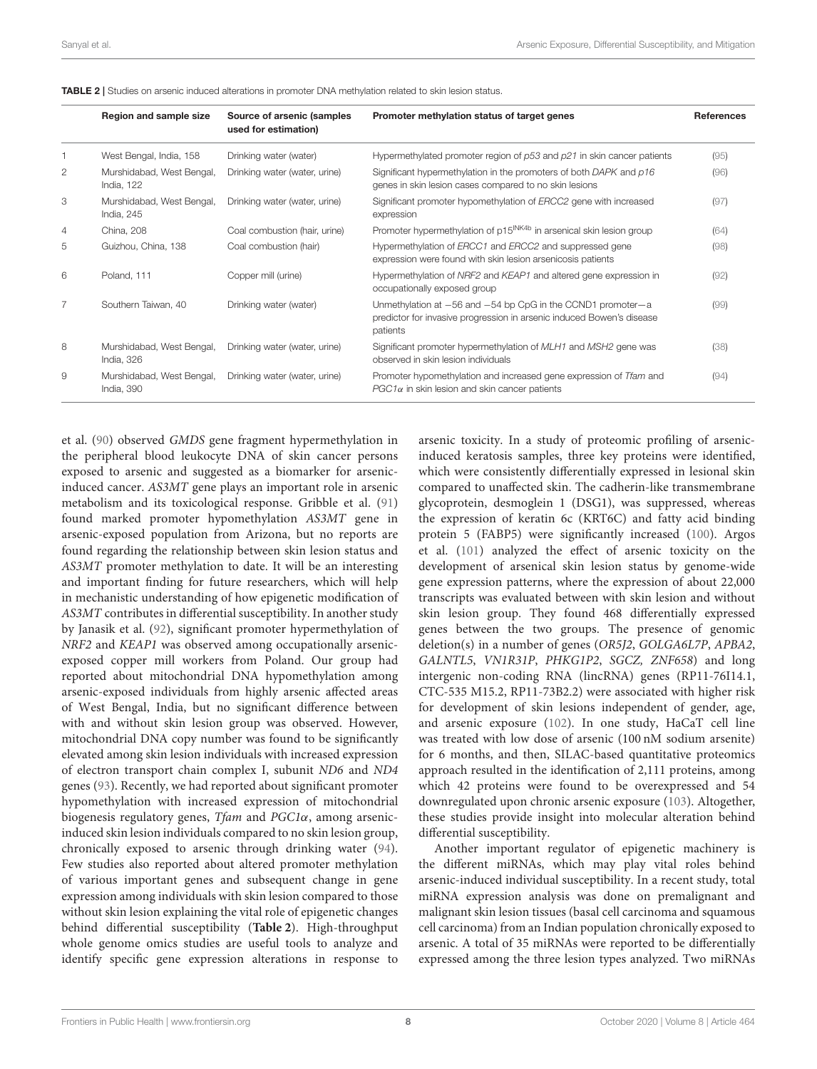**TABLE 2** | Studies on arsenic induced alterations in promoter DNA methylation related to skin lesion status.

| | Region and sample size | Source of arsenic (samples used for estimation) | Promoter methylation status of target genes | References |
|---|---|---|---|---|
| 1 | West Bengal, India, 158 | Drinking water (water) | Hypermethylated promoter region of *p53* and *p21* in skin cancer patients | (95) |
| 2 | Murshidabad, West Bengal, India, 122 | Drinking water (water, urine) | Significant hypermethylation in the promoters of both *DAPK* and *p16* genes in skin lesion cases compared to no skin lesions | (96) |
| 3 | Murshidabad, West Bengal, India, 245 | Drinking water (water, urine) | Significant promoter hypomethylation of *ERCC2* gene with increased expression | (97) |
| 4 | China, 208 | Coal combustion (hair, urine) | Promoter hypermethylation of $p15^{INK4b}$ in arsenical skin lesion group | (64) |
| 5 | Guizhou, China, 138 | Coal combustion (hair) | Hypermethylation of *ERCC1* and *ERCC2* and suppressed gene expression were found with skin lesion arsenicosis patients | (98) |
| 6 | Poland, 111 | Copper mill (urine) | Hypermethylation of *NRF2* and *KEAP1* and altered gene expression in occupationally exposed group | (92) |
| 7 | Southern Taiwan, 40 | Drinking water (water) | Unmethylation at −56 and −54 bp CpG in the CCND1 promoter—a predictor for invasive progression in arsenic induced Bowen's disease patients | (99) |
| 8 | Murshidabad, West Bengal, India, 326 | Drinking water (water, urine) | Significant promoter hypermethylation of *MLH1* and *MSH2* gene was observed in skin lesion individuals | (38) |
| 9 | Murshidabad, West Bengal, India, 390 | Drinking water (water, urine) | Promoter hypomethylation and increased gene expression of *Tfam* and *PGC1α* in skin lesion and skin cancer patients | (94) |

et al. (90) observed *GMDS* gene fragment hypermethylation in the peripheral blood leukocyte DNA of skin cancer persons exposed to arsenic and suggested as a biomarker for arsenic-induced cancer. *AS3MT* gene plays an important role in arsenic metabolism and its toxicological response. Gribble et al. (91) found marked promoter hypomethylation *AS3MT* gene in arsenic-exposed population from Arizona, but no reports are found regarding the relationship between skin lesion status and *AS3MT* promoter methylation to date. It will be an interesting and important finding for future researchers, which will help in mechanistic understanding of how epigenetic modification of *AS3MT* contributes in differential susceptibility. In another study by Janasik et al. (92), significant promoter hypermethylation of *NRF2* and *KEAP1* was observed among occupationally arsenic-exposed copper mill workers from Poland. Our group had reported about mitochondrial DNA hypomethylation among arsenic-exposed individuals from highly arsenic affected areas of West Bengal, India, but no significant difference between with and without skin lesion group was observed. However, mitochondrial DNA copy number was found to be significantly elevated among skin lesion individuals with increased expression of electron transport chain complex I, subunit *ND6* and *ND4* genes (93). Recently, we had reported about significant promoter hypomethylation with increased expression of mitochondrial biogenesis regulatory genes, *Tfam* and *PGC1α*, among arsenic-induced skin lesion individuals compared to no skin lesion group, chronically exposed to arsenic through drinking water (94). Few studies also reported about altered promoter methylation of various important genes and subsequent change in gene expression among individuals with skin lesion compared to those without skin lesion explaining the vital role of epigenetic changes behind differential susceptibility (**Table 2**). High-throughput whole genome omics studies are useful tools to analyze and identify specific gene expression alterations in response to arsenic toxicity. In a study of proteomic profiling of arsenic-induced keratosis samples, three key proteins were identified, which were consistently differentially expressed in lesional skin compared to unaffected skin. The cadherin-like transmembrane glycoprotein, desmoglein 1 (DSG1), was suppressed, whereas the expression of keratin 6c (KRT6C) and fatty acid binding protein 5 (FABP5) were significantly increased (100). Argos et al. (101) analyzed the effect of arsenic toxicity on the development of arsenical skin lesion status by genome-wide gene expression patterns, where the expression of about 22,000 transcripts was evaluated between with skin lesion and without skin lesion group. They found 468 differentially expressed genes between the two groups. The presence of genomic deletion(s) in a number of genes (*OR5J2*, *GOLGA6L7P*, *APBA2*, *GALNTL5*, *VN1R31P*, *PHKG1P2*, *SGCZ, ZNF658*) and long intergenic non-coding RNA (lincRNA) genes (RP11-76I14.1, CTC-535 M15.2, RP11-73B2.2) were associated with higher risk for development of skin lesions independent of gender, age, and arsenic exposure (102). In one study, HaCaT cell line was treated with low dose of arsenic (100 nM sodium arsenite) for 6 months, and then, SILAC-based quantitative proteomics approach resulted in the identification of 2,111 proteins, among which 42 proteins were found to be overexpressed and 54 downregulated upon chronic arsenic exposure (103). Altogether, these studies provide insight into molecular alteration behind differential susceptibility.

Another important regulator of epigenetic machinery is the different miRNAs, which may play vital roles behind arsenic-induced individual susceptibility. In a recent study, total miRNA expression analysis was done on premalignant and malignant skin lesion tissues (basal cell carcinoma and squamous cell carcinoma) from an Indian population chronically exposed to arsenic. A total of 35 miRNAs were reported to be differentially expressed among the three lesion types analyzed. Two miRNAs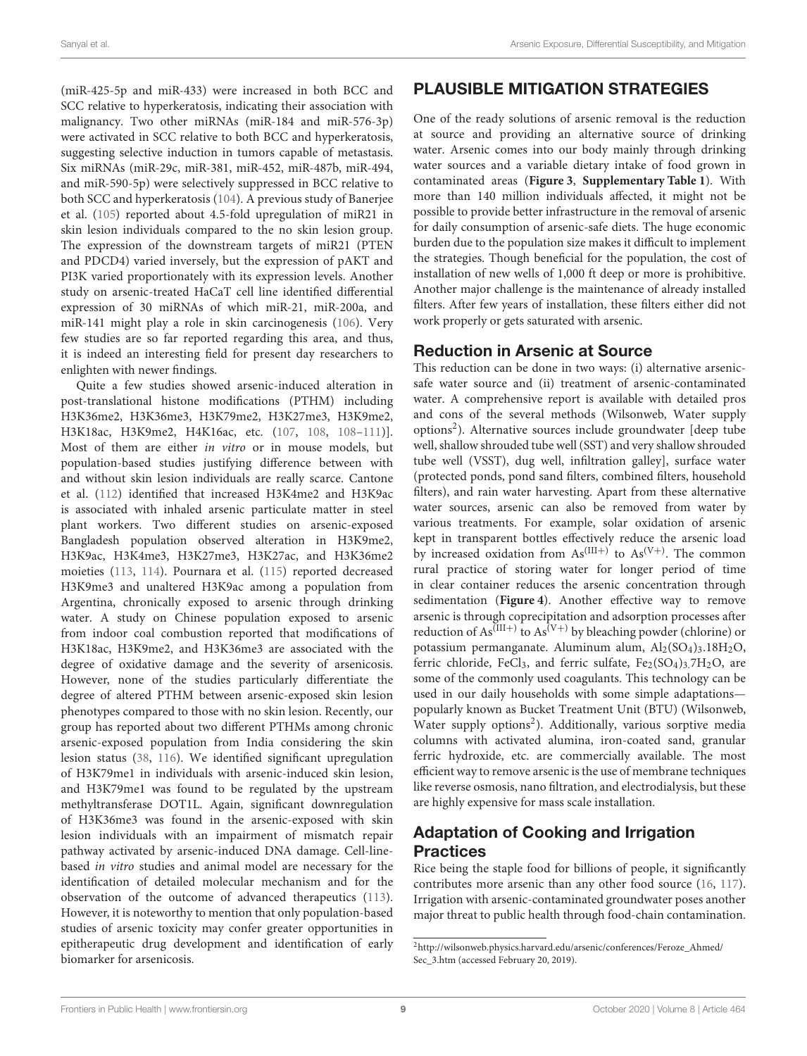(miR-425-5p and miR-433) were increased in both BCC and SCC relative to hyperkeratosis, indicating their association with malignancy. Two other miRNAs (miR-184 and miR-576-3p) were activated in SCC relative to both BCC and hyperkeratosis, suggesting selective induction in tumors capable of metastasis. Six miRNAs (miR-29c, miR-381, miR-452, miR-487b, miR-494, and miR-590-5p) were selectively suppressed in BCC relative to both SCC and hyperkeratosis (104). A previous study of Banerjee et al. (105) reported about 4.5-fold upregulation of miR21 in skin lesion individuals compared to the no skin lesion group. The expression of the downstream targets of miR21 (PTEN and PDCD4) varied inversely, but the expression of pAKT and PI3K varied proportionately with its expression levels. Another study on arsenic-treated HaCaT cell line identified differential expression of 30 miRNAs of which miR-21, miR-200a, and miR-141 might play a role in skin carcinogenesis (106). Very few studies are so far reported regarding this area, and thus, it is indeed an interesting field for present day researchers to enlighten with newer findings.

Quite a few studies showed arsenic-induced alteration in post-translational histone modifications (PTHM) including H3K36me2, H3K36me3, H3K79me2, H3K27me3, H3K9me2, H3K18ac, H3K9me2, H4K16ac, etc. (107, 108, 108–111)]. Most of them are either *in vitro* or in mouse models, but population-based studies justifying difference between with and without skin lesion individuals are really scarce. Cantone et al. (112) identified that increased H3K4me2 and H3K9ac is associated with inhaled arsenic particulate matter in steel plant workers. Two different studies on arsenic-exposed Bangladesh population observed alteration in H3K9me2, H3K9ac, H3K4me3, H3K27me3, H3K27ac, and H3K36me2 moieties (113, 114). Pournara et al. (115) reported decreased H3K9me3 and unaltered H3K9ac among a population from Argentina, chronically exposed to arsenic through drinking water. A study on Chinese population exposed to arsenic from indoor coal combustion reported that modifications of H3K18ac, H3K9me2, and H3K36me3 are associated with the degree of oxidative damage and the severity of arsenicosis. However, none of the studies particularly differentiate the degree of altered PTHM between arsenic-exposed skin lesion phenotypes compared to those with no skin lesion. Recently, our group has reported about two different PTHMs among chronic arsenic-exposed population from India considering the skin lesion status (38, 116). We identified significant upregulation of H3K79me1 in individuals with arsenic-induced skin lesion, and H3K79me1 was found to be regulated by the upstream methyltransferase DOT1L. Again, significant downregulation of H3K36me3 was found in the arsenic-exposed with skin lesion individuals with an impairment of mismatch repair pathway activated by arsenic-induced DNA damage. Cell-line-based *in vitro* studies and animal model are necessary for the identification of detailed molecular mechanism and for the observation of the outcome of advanced therapeutics (113). However, it is noteworthy to mention that only population-based studies of arsenic toxicity may confer greater opportunities in epitherapeutic drug development and identification of early biomarker for arsenicosis.

## PLAUSIBLE MITIGATION STRATEGIES

One of the ready solutions of arsenic removal is the reduction at source and providing an alternative source of drinking water. Arsenic comes into our body mainly through drinking water sources and a variable dietary intake of food grown in contaminated areas (**Figure 3**, **Supplementary Table 1**). With more than 140 million individuals affected, it might not be possible to provide better infrastructure in the removal of arsenic for daily consumption of arsenic-safe diets. The huge economic burden due to the population size makes it difficult to implement the strategies. Though beneficial for the population, the cost of installation of new wells of 1,000 ft deep or more is prohibitive. Another major challenge is the maintenance of already installed filters. After few years of installation, these filters either did not work properly or gets saturated with arsenic.

### Reduction in Arsenic at Source

This reduction can be done in two ways: (i) alternative arsenic-safe water source and (ii) treatment of arsenic-contaminated water. A comprehensive report is available with detailed pros and cons of the several methods (Wilsonweb, Water supply options[2]). Alternative sources include groundwater [deep tube well, shallow shrouded tube well (SST) and very shallow shrouded tube well (VSST), dug well, infiltration galley], surface water (protected ponds, pond sand filters, combined filters, household filters), and rain water harvesting. Apart from these alternative water sources, arsenic can also be removed from water by various treatments. For example, solar oxidation of arsenic kept in transparent bottles effectively reduce the arsenic load by increased oxidation from $As^{(III+)}$ to $As^{(V+)}$. The common rural practice of storing water for longer period of time in clear container reduces the arsenic concentration through sedimentation (**Figure 4**). Another effective way to remove arsenic is through coprecipitation and adsorption processes after reduction of $As^{(III+)}$ to $As^{(V+)}$ by bleaching powder (chlorine) or potassium permanganate. Aluminum alum, $Al_2(SO_4)_3.18H_2O$, ferric chloride, $FeCl_3$, and ferric sulfate, $Fe_2(SO_4)_3.7H_2O$, are some of the commonly used coagulants. This technology can be used in our daily households with some simple adaptations—popularly known as Bucket Treatment Unit (BTU) (Wilsonweb, Water supply options[2]). Additionally, various sorptive media columns with activated alumina, iron-coated sand, granular ferric hydroxide, etc. are commercially available. The most efficient way to remove arsenic is the use of membrane techniques like reverse osmosis, nano filtration, and electrodialysis, but these are highly expensive for mass scale installation.

### Adaptation of Cooking and Irrigation Practices

Rice being the staple food for billions of people, it significantly contributes more arsenic than any other food source (16, 117). Irrigation with arsenic-contaminated groundwater poses another major threat to public health through food-chain contamination.

[2]http://wilsonweb.physics.harvard.edu/arsenic/conferences/Feroze_Ahmed/Sec_3.htm (accessed February 20, 2019).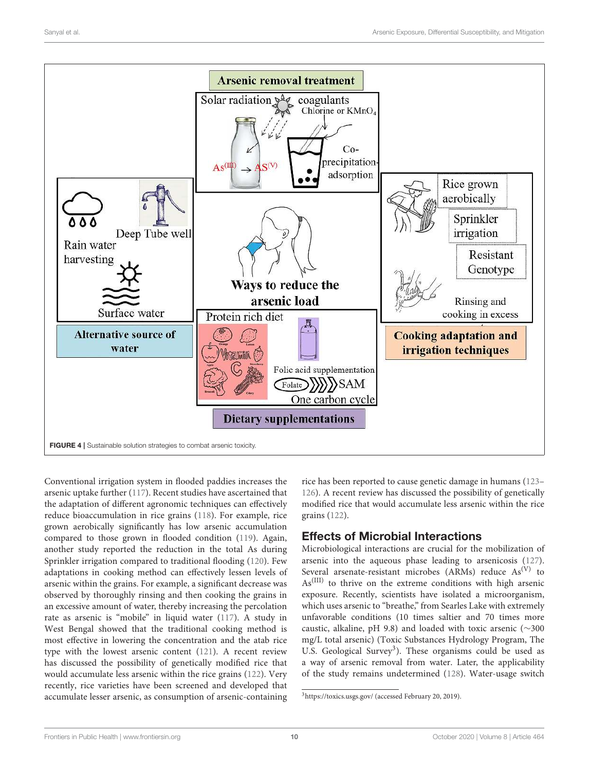**FIGURE 4** | Sustainable solution strategies to combat arsenic toxicity.

Conventional irrigation system in flooded paddies increases the arsenic uptake further (117). Recent studies have ascertained that the adaptation of different agronomic techniques can effectively reduce bioaccumulation in rice grains (118). For example, rice grown aerobically significantly has low arsenic accumulation compared to those grown in flooded condition (119). Again, another study reported the reduction in the total As during Sprinkler irrigation compared to traditional flooding (120). Few adaptations in cooking method can effectively lessen levels of arsenic within the grains. For example, a significant decrease was observed by thoroughly rinsing and then cooking the grains in an excessive amount of water, thereby increasing the percolation rate as arsenic is "mobile" in liquid water (117). A study in West Bengal showed that the traditional cooking method is most effective in lowering the concentration and the atab rice type with the lowest arsenic content (121). A recent review has discussed the possibility of genetically modified rice that would accumulate less arsenic within the rice grains (122). Very recently, rice varieties have been screened and developed that accumulate lesser arsenic, as consumption of arsenic-containing rice has been reported to cause genetic damage in humans (123–126). A recent review has discussed the possibility of genetically modified rice that would accumulate less arsenic within the rice grains (122).

## Effects of Microbial Interactions

Microbiological interactions are crucial for the mobilization of arsenic into the aqueous phase leading to arsenicosis (127). Several arsenate-resistant microbes (ARMs) reduce $As^{(V)}$ to $As^{(III)}$ to thrive on the extreme conditions with high arsenic exposure. Recently, scientists have isolated a microorganism, which uses arsenic to "breathe," from Searles Lake with extremely unfavorable conditions (10 times saltier and 70 times more caustic, alkaline, pH 9.8) and loaded with toxic arsenic (~300 mg/L total arsenic) (Toxic Substances Hydrology Program, The U.S. Geological Survey[3]). These organisms could be used as a way of arsenic removal from water. Later, the applicability of the study remains undetermined (128). Water-usage switch

[3]https://toxics.usgs.gov/ (accessed February 20, 2019).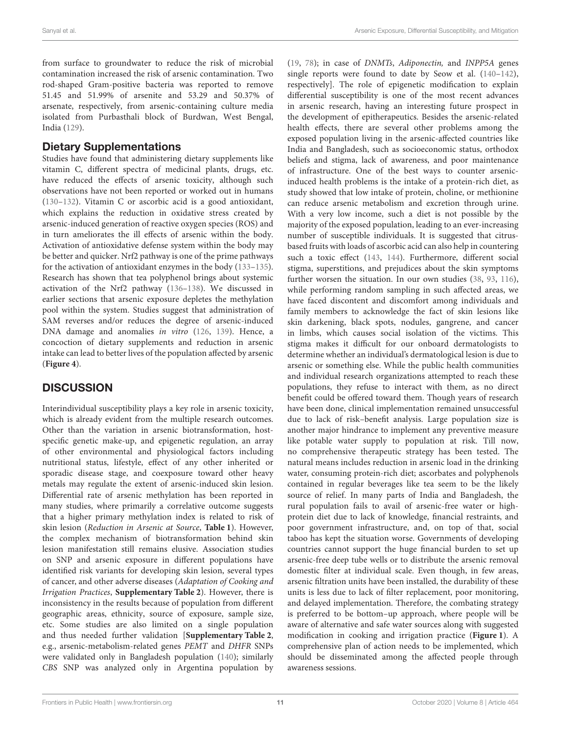from surface to groundwater to reduce the risk of microbial contamination increased the risk of arsenic contamination. Two rod-shaped Gram-positive bacteria was reported to remove 51.45 and 51.99% of arsenite and 53.29 and 50.37% of arsenate, respectively, from arsenic-containing culture media isolated from Purbasthali block of Burdwan, West Bengal, India (129).

## Dietary Supplementations

Studies have found that administering dietary supplements like vitamin C, different spectra of medicinal plants, drugs, etc. have reduced the effects of arsenic toxicity, although such observations have not been reported or worked out in humans (130–132). Vitamin C or ascorbic acid is a good antioxidant, which explains the reduction in oxidative stress created by arsenic-induced generation of reactive oxygen species (ROS) and in turn ameliorates the ill effects of arsenic within the body. Activation of antioxidative defense system within the body may be better and quicker. Nrf2 pathway is one of the prime pathways for the activation of antioxidant enzymes in the body (133–135). Research has shown that tea polyphenol brings about systemic activation of the Nrf2 pathway (136–138). We discussed in earlier sections that arsenic exposure depletes the methylation pool within the system. Studies suggest that administration of SAM reverses and/or reduces the degree of arsenic-induced DNA damage and anomalies *in vitro* (126, 139). Hence, a concoction of dietary supplements and reduction in arsenic intake can lead to better lives of the population affected by arsenic (**Figure 4**).

# DISCUSSION

Interindividual susceptibility plays a key role in arsenic toxicity, which is already evident from the multiple research outcomes. Other than the variation in arsenic biotransformation, host-specific genetic make-up, and epigenetic regulation, an array of other environmental and physiological factors including nutritional status, lifestyle, effect of any other inherited or sporadic disease stage, and coexposure toward other heavy metals may regulate the extent of arsenic-induced skin lesion. Differential rate of arsenic methylation has been reported in many studies, where primarily a correlative outcome suggests that a higher primary methylation index is related to risk of skin lesion (*Reduction in Arsenic at Source*, **Table 1**). However, the complex mechanism of biotransformation behind skin lesion manifestation still remains elusive. Association studies on SNP and arsenic exposure in different populations have identified risk variants for developing skin lesion, several types of cancer, and other adverse diseases (*Adaptation of Cooking and Irrigation Practices*, **Supplementary Table 2**). However, there is inconsistency in the results because of population from different geographic areas, ethnicity, source of exposure, sample size, etc. Some studies are also limited on a single population and thus needed further validation [**Supplementary Table 2**, e.g., arsenic-metabolism-related genes *PEMT* and *DHFR* SNPs were validated only in Bangladesh population (140); similarly *CBS* SNP was analyzed only in Argentina population by (19, 78); in case of *DNMTs*, *Adiponectin,* and *INPP5A* genes single reports were found to date by Seow et al. (140–142), respectively]. The role of epigenetic modification to explain differential susceptibility is one of the most recent advances in arsenic research, having an interesting future prospect in the development of epitherapeutics. Besides the arsenic-related health effects, there are several other problems among the exposed population living in the arsenic-affected countries like India and Bangladesh, such as socioeconomic status, orthodox beliefs and stigma, lack of awareness, and poor maintenance of infrastructure. One of the best ways to counter arsenic-induced health problems is the intake of a protein-rich diet, as study showed that low intake of protein, choline, or methionine can reduce arsenic metabolism and excretion through urine. With a very low income, such a diet is not possible by the majority of the exposed population, leading to an ever-increasing number of susceptible individuals. It is suggested that citrus-based fruits with loads of ascorbic acid can also help in countering such a toxic effect (143, 144). Furthermore, different social stigma, superstitions, and prejudices about the skin symptoms further worsen the situation. In our own studies (38, 93, 116), while performing random sampling in such affected areas, we have faced discontent and discomfort among individuals and family members to acknowledge the fact of skin lesions like skin darkening, black spots, nodules, gangrene, and cancer in limbs, which causes social isolation of the victims. This stigma makes it difficult for our onboard dermatologists to determine whether an individual's dermatological lesion is due to arsenic or something else. While the public health communities and individual research organizations attempted to reach these populations, they refuse to interact with them, as no direct benefit could be offered toward them. Though years of research have been done, clinical implementation remained unsuccessful due to lack of risk–benefit analysis. Large population size is another major hindrance to implement any preventive measure like potable water supply to population at risk. Till now, no comprehensive therapeutic strategy has been tested. The natural means includes reduction in arsenic load in the drinking water, consuming protein-rich diet; ascorbates and polyphenols contained in regular beverages like tea seem to be the likely source of relief. In many parts of India and Bangladesh, the rural population fails to avail of arsenic-free water or high-protein diet due to lack of knowledge, financial restraints, and poor government infrastructure, and, on top of that, social taboo has kept the situation worse. Governments of developing countries cannot support the huge financial burden to set up arsenic-free deep tube wells or to distribute the arsenic removal domestic filter at individual scale. Even though, in few areas, arsenic filtration units have been installed, the durability of these units is less due to lack of filter replacement, poor monitoring, and delayed implementation. Therefore, the combating strategy is preferred to be bottom–up approach, where people will be aware of alternative and safe water sources along with suggested modification in cooking and irrigation practice (**Figure 1**). A comprehensive plan of action needs to be implemented, which should be disseminated among the affected people through awareness sessions.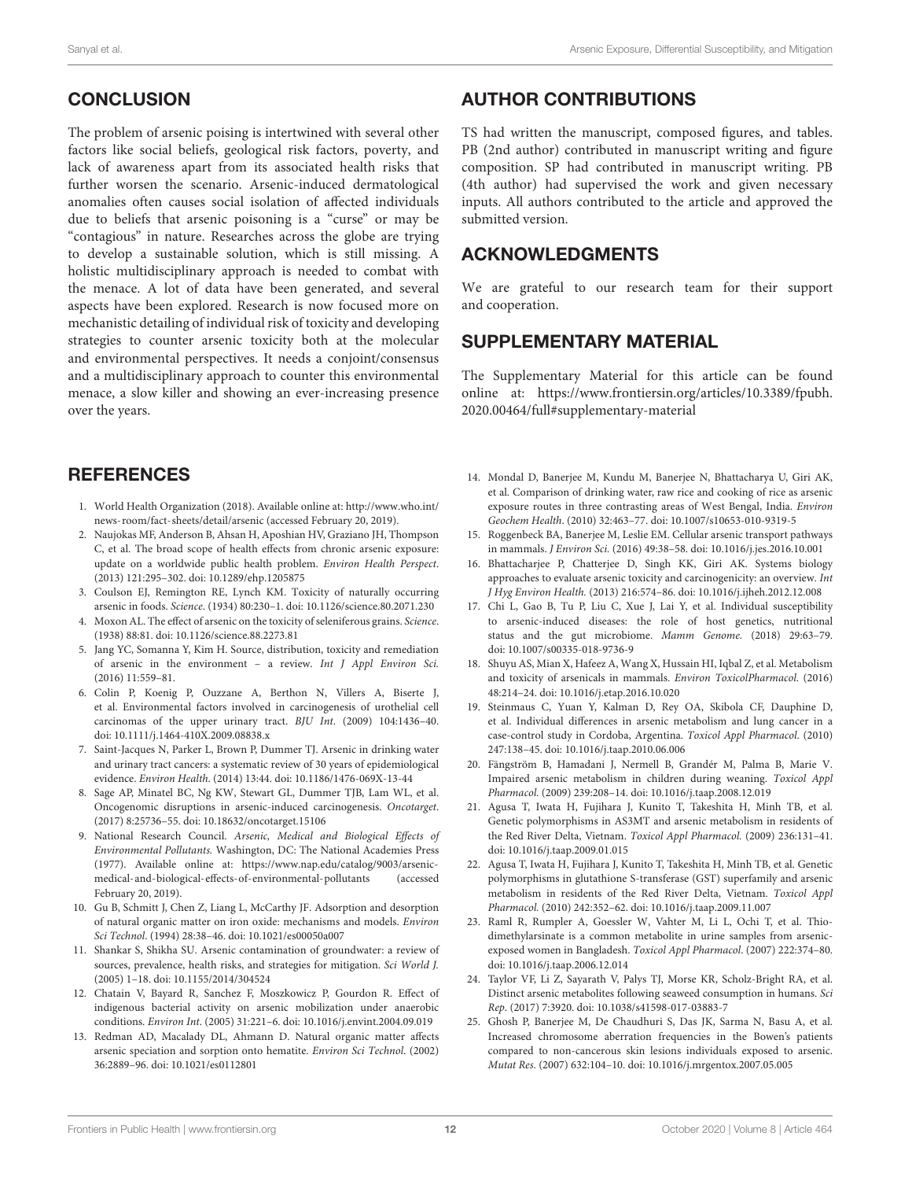## CONCLUSION

The problem of arsenic poising is intertwined with several other factors like social beliefs, geological risk factors, poverty, and lack of awareness apart from its associated health risks that further worsen the scenario. Arsenic-induced dermatological anomalies often causes social isolation of affected individuals due to beliefs that arsenic poisoning is a "curse" or may be "contagious" in nature. Researches across the globe are trying to develop a sustainable solution, which is still missing. A holistic multidisciplinary approach is needed to combat with the menace. A lot of data have been generated, and several aspects have been explored. Research is now focused more on mechanistic detailing of individual risk of toxicity and developing strategies to counter arsenic toxicity both at the molecular and environmental perspectives. It needs a conjoint/consensus and a multidisciplinary approach to counter this environmental menace, a slow killer and showing an ever-increasing presence over the years.

## AUTHOR CONTRIBUTIONS

TS had written the manuscript, composed figures, and tables. PB (2nd author) contributed in manuscript writing and figure composition. SP had contributed in manuscript writing. PB (4th author) had supervised the work and given necessary inputs. All authors contributed to the article and approved the submitted version.

## ACKNOWLEDGMENTS

We are grateful to our research team for their support and cooperation.

## SUPPLEMENTARY MATERIAL

The Supplementary Material for this article can be found online at: https://www.frontiersin.org/articles/10.3389/fpubh.2020.00464/full#supplementary-material

## REFERENCES

1. World Health Organization (2018). Available online at: http://www.who.int/news-room/fact-sheets/detail/arsenic (accessed February 20, 2019).
2. Naujokas MF, Anderson B, Ahsan H, Aposhian HV, Graziano JH, Thompson C, et al. The broad scope of health effects from chronic arsenic exposure: update on a worldwide public health problem. *Environ Health Perspect*. (2013) 121:295–302. doi: 10.1289/ehp.1205875
3. Coulson EJ, Remington RE, Lynch KM. Toxicity of naturally occurring arsenic in foods. *Science*. (1934) 80:230–1. doi: 10.1126/science.80.2071.230
4. Moxon AL. The effect of arsenic on the toxicity of seleniferous grains. *Science*. (1938) 88:81. doi: 10.1126/science.88.2273.81
5. Jang YC, Somanna Y, Kim H. Source, distribution, toxicity and remediation of arsenic in the environment – a review. *Int J Appl Environ Sci*. (2016) 11:559–81.
6. Colin P, Koenig P, Ouzzane A, Berthon N, Villers A, Biserte J, et al. Environmental factors involved in carcinogenesis of urothelial cell carcinomas of the upper urinary tract. *BJU Int*. (2009) 104:1436–40. doi: 10.1111/j.1464-410X.2009.08838.x
7. Saint-Jacques N, Parker L, Brown P, Dummer TJ. Arsenic in drinking water and urinary tract cancers: a systematic review of 30 years of epidemiological evidence. *Environ Health*. (2014) 13:44. doi: 10.1186/1476-069X-13-44
8. Sage AP, Minatel BC, Ng KW, Stewart GL, Dummer TJB, Lam WL, et al. Oncogenomic disruptions in arsenic-induced carcinogenesis. *Oncotarget*. (2017) 8:25736–55. doi: 10.18632/oncotarget.15106
9. National Research Council. *Arsenic, Medical and Biological Effects of Environmental Pollutants.* Washington, DC: The National Academies Press (1977). Available online at: https://www.nap.edu/catalog/9003/arsenic-medical-and-biological-effects-of-environmental-pollutants (accessed February 20, 2019).
10. Gu B, Schmitt J, Chen Z, Liang L, McCarthy JF. Adsorption and desorption of natural organic matter on iron oxide: mechanisms and models. *Environ Sci Technol*. (1994) 28:38–46. doi: 10.1021/es00050a007
11. Shankar S, Shikha SU. Arsenic contamination of groundwater: a review of sources, prevalence, health risks, and strategies for mitigation. *Sci World J*. (2005) 1–18. doi: 10.1155/2014/304524
12. Chatain V, Bayard R, Sanchez F, Moszkowicz P, Gourdon R. Effect of indigenous bacterial activity on arsenic mobilization under anaerobic conditions. *Environ Int*. (2005) 31:221–6. doi: 10.1016/j.envint.2004.09.019
13. Redman AD, Macalady DL, Ahmann D. Natural organic matter affects arsenic speciation and sorption onto hematite. *Environ Sci Technol*. (2002) 36:2889–96. doi: 10.1021/es0112801
14. Mondal D, Banerjee M, Kundu M, Banerjee N, Bhattacharya U, Giri AK, et al. Comparison of drinking water, raw rice and cooking of rice as arsenic exposure routes in three contrasting areas of West Bengal, India. *Environ Geochem Health*. (2010) 32:463–77. doi: 10.1007/s10653-010-9319-5
15. Roggenbeck BA, Banerjee M, Leslie EM. Cellular arsenic transport pathways in mammals. *J Environ Sci*. (2016) 49:38–58. doi: 10.1016/j.jes.2016.10.001
16. Bhattacharjee P, Chatterjee D, Singh KK, Giri AK. Systems biology approaches to evaluate arsenic toxicity and carcinogenicity: an overview. *Int J Hyg Environ Health*. (2013) 216:574–86. doi: 10.1016/j.ijheh.2012.12.008
17. Chi L, Gao B, Tu P, Liu C, Xue J, Lai Y, et al. Individual susceptibility to arsenic-induced diseases: the role of host genetics, nutritional status and the gut microbiome. *Mamm Genome*. (2018) 29:63–79. doi: 10.1007/s00335-018-9736-9
18. Shuyu AS, Mian X, Hafeez A, Wang X, Hussain HI, Iqbal Z, et al. Metabolism and toxicity of arsenicals in mammals. *Environ ToxicolPharmacol*. (2016) 48:214–24. doi: 10.1016/j.etap.2016.10.020
19. Steinmaus C, Yuan Y, Kalman D, Rey OA, Skibola CF, Dauphine D, et al. Individual differences in arsenic metabolism and lung cancer in a case-control study in Cordoba, Argentina. *Toxicol Appl Pharmacol*. (2010) 247:138–45. doi: 10.1016/j.taap.2010.06.006
20. Fängström B, Hamadani J, Nermell B, Grandér M, Palma B, Marie V. Impaired arsenic metabolism in children during weaning. *Toxicol Appl Pharmacol*. (2009) 239:208–14. doi: 10.1016/j.taap.2008.12.019
21. Agusa T, Iwata H, Fujihara J, Kunito T, Takeshita H, Minh TB, et al. Genetic polymorphisms in AS3MT and arsenic metabolism in residents of the Red River Delta, Vietnam. *Toxicol Appl Pharmacol*. (2009) 236:131–41. doi: 10.1016/j.taap.2009.01.015
22. Agusa T, Iwata H, Fujihara J, Kunito T, Takeshita H, Minh TB, et al. Genetic polymorphisms in glutathione S-transferase (GST) superfamily and arsenic metabolism in residents of the Red River Delta, Vietnam. *Toxicol Appl Pharmacol*. (2010) 242:352–62. doi: 10.1016/j.taap.2009.11.007
23. Raml R, Rumpler A, Goessler W, Vahter M, Li L, Ochi T, et al. Thio-dimethylarsinate is a common metabolite in urine samples from arsenic-exposed women in Bangladesh. *Toxicol Appl Pharmacol*. (2007) 222:374–80. doi: 10.1016/j.taap.2006.12.014
24. Taylor VF, Li Z, Sayarath V, Palys TJ, Morse KR, Scholz-Bright RA, et al. Distinct arsenic metabolites following seaweed consumption in humans. *Sci Rep*. (2017) 7:3920. doi: 10.1038/s41598-017-03883-7
25. Ghosh P, Banerjee M, De Chaudhuri S, Das JK, Sarma N, Basu A, et al. Increased chromosome aberration frequencies in the Bowen's patients compared to non-cancerous skin lesions individuals exposed to arsenic. *Mutat Res*. (2007) 632:104–10. doi: 10.1016/j.mrgentox.2007.05.005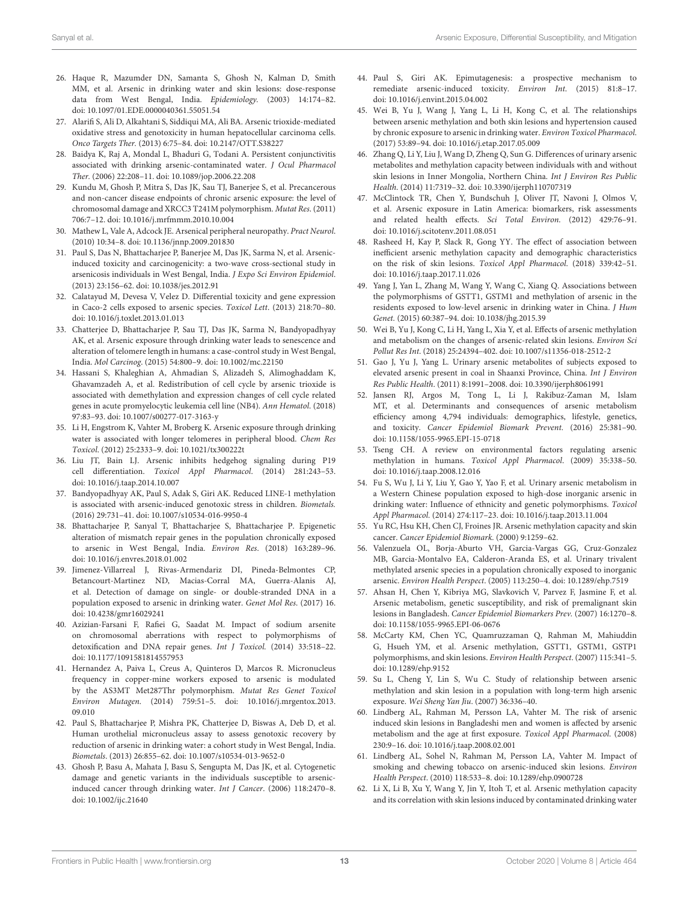26. Haque R, Mazumder DN, Samanta S, Ghosh N, Kalman D, Smith MM, et al. Arsenic in drinking water and skin lesions: dose-response data from West Bengal, India. *Epidemiology.* (2003) 14:174–82. doi: 10.1097/01.EDE.0000040361.55051.54
27. Alarifi S, Ali D, Alkahtani S, Siddiqui MA, Ali BA. Arsenic trioxide-mediated oxidative stress and genotoxicity in human hepatocellular carcinoma cells. *Onco Targets Ther.* (2013) 6:75–84. doi: 10.2147/OTT.S38227
28. Baidya K, Raj A, Mondal L, Bhaduri G, Todani A. Persistent conjunctivitis associated with drinking arsenic-contaminated water. *J Ocul Pharmacol Ther.* (2006) 22:208–11. doi: 10.1089/jop.2006.22.208
29. Kundu M, Ghosh P, Mitra S, Das JK, Sau TJ, Banerjee S, et al. Precancerous and non-cancer disease endpoints of chronic arsenic exposure: the level of chromosomal damage and XRCC3 T241M polymorphism. *Mutat Res.* (2011) 706:7–12. doi: 10.1016/j.mrfmmm.2010.10.004
30. Mathew L, Vale A, Adcock JE. Arsenical peripheral neuropathy. *Pract Neurol.* (2010) 10:34–8. doi: 10.1136/jnnp.2009.201830
31. Paul S, Das N, Bhattacharjee P, Banerjee M, Das JK, Sarma N, et al. Arsenic-induced toxicity and carcinogenicity: a two-wave cross-sectional study in arsenicosis individuals in West Bengal, India. *J Expo Sci Environ Epidemiol.* (2013) 23:156–62. doi: 10.1038/jes.2012.91
32. Calatayud M, Devesa V, Velez D. Differential toxicity and gene expression in Caco-2 cells exposed to arsenic species. *Toxicol Lett.* (2013) 218:70–80. doi: 10.1016/j.toxlet.2013.01.013
33. Chatterjee D, Bhattacharjee P, Sau TJ, Das JK, Sarma N, Bandyopadhyay AK, et al. Arsenic exposure through drinking water leads to senescence and alteration of telomere length in humans: a case-control study in West Bengal, India. *Mol Carcinog.* (2015) 54:800–9. doi: 10.1002/mc.22150
34. Hassani S, Khaleghian A, Ahmadian S, Alizadeh S, Alimoghaddam K, Ghavamzadeh A, et al. Redistribution of cell cycle by arsenic trioxide is associated with demethylation and expression changes of cell cycle related genes in acute promyelocytic leukemia cell line (NB4). *Ann Hematol.* (2018) 97:83–93. doi: 10.1007/s00277-017-3163-y
35. Li H, Engstrom K, Vahter M, Broberg K. Arsenic exposure through drinking water is associated with longer telomeres in peripheral blood. *Chem Res Toxicol.* (2012) 25:2333–9. doi: 10.1021/tx300222t
36. Liu JT, Bain LJ. Arsenic inhibits hedgehog signaling during P19 cell differentiation. *Toxicol Appl Pharmacol.* (2014) 281:243–53. doi: 10.1016/j.taap.2014.10.007
37. Bandyopadhyay AK, Paul S, Adak S, Giri AK. Reduced LINE-1 methylation is associated with arsenic-induced genotoxic stress in children. *Biometals.* (2016) 29:731–41. doi: 10.1007/s10534-016-9950-4
38. Bhattacharjee P, Sanyal T, Bhattacharjee S, Bhattacharjee P. Epigenetic alteration of mismatch repair genes in the population chronically exposed to arsenic in West Bengal, India. *Environ Res.* (2018) 163:289–96. doi: 10.1016/j.envres.2018.01.002
39. Jimenez-Villarreal J, Rivas-Armendariz DI, Pineda-Belmontes CP, Betancourt-Martinez ND, Macias-Corral MA, Guerra-Alanis AJ, et al. Detection of damage on single- or double-stranded DNA in a population exposed to arsenic in drinking water. *Genet Mol Res.* (2017) 16. doi: 10.4238/gmr16029241
40. Azizian-Farsani F, Rafiei G, Saadat M. Impact of sodium arsenite on chromosomal aberrations with respect to polymorphisms of detoxification and DNA repair genes. *Int J Toxicol.* (2014) 33:518–22. doi: 10.1177/1091581814557953
41. Hernandez A, Paiva L, Creus A, Quinteros D, Marcos R. Micronucleus frequency in copper-mine workers exposed to arsenic is modulated by the AS3MT Met287Thr polymorphism. *Mutat Res Genet Toxicol Environ Mutagen.* (2014) 759:51–5. doi: 10.1016/j.mrgentox.2013.09.010
42. Paul S, Bhattacharjee P, Mishra PK, Chatterjee D, Biswas A, Deb D, et al. Human urothelial micronucleus assay to assess genotoxic recovery by reduction of arsenic in drinking water: a cohort study in West Bengal, India. *Biometals.* (2013) 26:855–62. doi: 10.1007/s10534-013-9652-0
43. Ghosh P, Basu A, Mahata J, Basu S, Sengupta M, Das JK, et al. Cytogenetic damage and genetic variants in the individuals susceptible to arsenic-induced cancer through drinking water. *Int J Cancer.* (2006) 118:2470–8. doi: 10.1002/ijc.21640
44. Paul S, Giri AK. Epimutagenesis: a prospective mechanism to remediate arsenic-induced toxicity. *Environ Int.* (2015) 81:8–17. doi: 10.1016/j.envint.2015.04.002
45. Wei B, Yu J, Wang J, Yang L, Li H, Kong C, et al. The relationships between arsenic methylation and both skin lesions and hypertension caused by chronic exposure to arsenic in drinking water. *Environ Toxicol Pharmacol.* (2017) 53:89–94. doi: 10.1016/j.etap.2017.05.009
46. Zhang Q, Li Y, Liu J, Wang D, Zheng Q, Sun G. Differences of urinary arsenic metabolites and methylation capacity between individuals with and without skin lesions in Inner Mongolia, Northern China. *Int J Environ Res Public Health.* (2014) 11:7319–32. doi: 10.3390/ijerph110707319
47. McClintock TR, Chen Y, Bundschuh J, Oliver JT, Navoni J, Olmos V, et al. Arsenic exposure in Latin America: biomarkers, risk assessments and related health effects. *Sci Total Environ.* (2012) 429:76–91. doi: 10.1016/j.scitotenv.2011.08.051
48. Rasheed H, Kay P, Slack R, Gong YY. The effect of association between inefficient arsenic methylation capacity and demographic characteristics on the risk of skin lesions. *Toxicol Appl Pharmacol.* (2018) 339:42–51. doi: 10.1016/j.taap.2017.11.026
49. Yang J, Yan L, Zhang M, Wang Y, Wang C, Xiang Q. Associations between the polymorphisms of GSTT1, GSTM1 and methylation of arsenic in the residents exposed to low-level arsenic in drinking water in China. *J Hum Genet.* (2015) 60:387–94. doi: 10.1038/jhg.2015.39
50. Wei B, Yu J, Kong C, Li H, Yang L, Xia Y, et al. Effects of arsenic methylation and metabolism on the changes of arsenic-related skin lesions. *Environ Sci Pollut Res Int.* (2018) 25:24394–402. doi: 10.1007/s11356-018-2512-2
51. Gao J, Yu J, Yang L. Urinary arsenic metabolites of subjects exposed to elevated arsenic present in coal in Shaanxi Province, China. *Int J Environ Res Public Health.* (2011) 8:1991–2008. doi: 10.3390/ijerph8061991
52. Jansen RJ, Argos M, Tong L, Li J, Rakibuz-Zaman M, Islam MT, et al. Determinants and consequences of arsenic metabolism efficiency among 4,794 individuals: demographics, lifestyle, genetics, and toxicity. *Cancer Epidemiol Biomark Prevent.* (2016) 25:381–90. doi: 10.1158/1055-9965.EPI-15-0718
53. Tseng CH. A review on environmental factors regulating arsenic methylation in humans. *Toxicol Appl Pharmacol.* (2009) 35:338–50. doi: 10.1016/j.taap.2008.12.016
54. Fu S, Wu J, Li Y, Liu Y, Gao Y, Yao F, et al. Urinary arsenic metabolism in a Western Chinese population exposed to high-dose inorganic arsenic in drinking water: Influence of ethnicity and genetic polymorphisms. *Toxicol Appl Pharmacol.* (2014) 274:117–23. doi: 10.1016/j.taap.2013.11.004
55. Yu RC, Hsu KH, Chen CJ, Froines JR. Arsenic methylation capacity and skin cancer. *Cancer Epidemiol Biomark.* (2000) 9:1259–62.
56. Valenzuela OL, Borja-Aburto VH, Garcia-Vargas GG, Cruz-Gonzalez MB, Garcia-Montalvo EA, Calderon-Aranda ES, et al. Urinary trivalent methylated arsenic species in a population chronically exposed to inorganic arsenic. *Environ Health Perspect.* (2005) 113:250–4. doi: 10.1289/ehp.7519
57. Ahsan H, Chen Y, Kibriya MG, Slavkovich V, Parvez F, Jasmine F, et al. Arsenic metabolism, genetic susceptibility, and risk of premalignant skin lesions in Bangladesh. *Cancer Epidemiol Biomarkers Prev.* (2007) 16:1270–8. doi: 10.1158/1055-9965.EPI-06-0676
58. McCarty KM, Chen YC, Quamruzzaman Q, Rahman M, Mahiuddin G, Hsueh YM, et al. Arsenic methylation, GSTT1, GSTM1, GSTP1 polymorphisms, and skin lesions. *Environ Health Perspect.* (2007) 115:341–5. doi: 10.1289/ehp.9152
59. Su L, Cheng Y, Lin S, Wu C. Study of relationship between arsenic methylation and skin lesion in a population with long-term high arsenic exposure. *Wei Sheng Yan Jiu.* (2007) 36:336–40.
60. Lindberg AL, Rahman M, Persson LA, Vahter M. The risk of arsenic induced skin lesions in Bangladeshi men and women is affected by arsenic metabolism and the age at first exposure. *Toxicol Appl Pharmacol.* (2008) 230:9–16. doi: 10.1016/j.taap.2008.02.001
61. Lindberg AL, Sohel N, Rahman M, Persson LA, Vahter M. Impact of smoking and chewing tobacco on arsenic-induced skin lesions. *Environ Health Perspect.* (2010) 118:533–8. doi: 10.1289/ehp.0900728
62. Li X, Li B, Xu Y, Wang Y, Jin Y, Itoh T, et al. Arsenic methylation capacity and its correlation with skin lesions induced by contaminated drinking water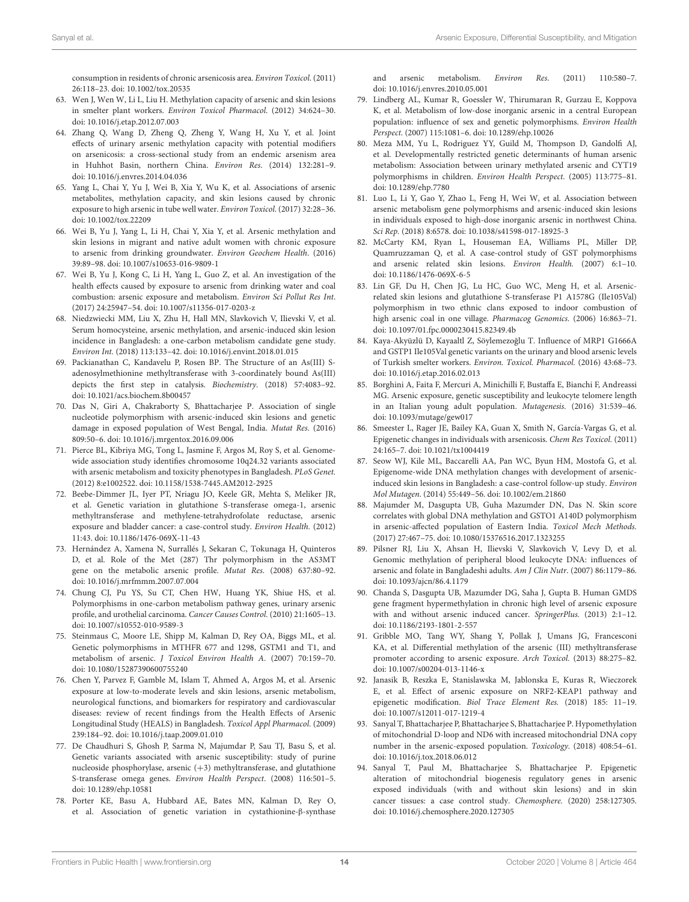consumption in residents of chronic arsenicosis area. *Environ Toxicol.* (2011) 26:118–23. doi: 10.1002/tox.20535

63. Wen J, Wen W, Li L, Liu H. Methylation capacity of arsenic and skin lesions in smelter plant workers. *Environ Toxicol Pharmacol.* (2012) 34:624–30. doi: 10.1016/j.etap.2012.07.003
64. Zhang Q, Wang D, Zheng Q, Zheng Y, Wang H, Xu Y, et al. Joint effects of urinary arsenic methylation capacity with potential modifiers on arsenicosis: a cross-sectional study from an endemic arsenism area in Huhhot Basin, northern China. *Environ Res.* (2014) 132:281–9. doi: 10.1016/j.envres.2014.04.036
65. Yang L, Chai Y, Yu J, Wei B, Xia Y, Wu K, et al. Associations of arsenic metabolites, methylation capacity, and skin lesions caused by chronic exposure to high arsenic in tube well water. *Environ Toxicol.* (2017) 32:28–36. doi: 10.1002/tox.22209
66. Wei B, Yu J, Yang L, Li H, Chai Y, Xia Y, et al. Arsenic methylation and skin lesions in migrant and native adult women with chronic exposure to arsenic from drinking groundwater. *Environ Geochem Health.* (2016) 39:89–98. doi: 10.1007/s10653-016-9809-1
67. Wei B, Yu J, Kong C, Li H, Yang L, Guo Z, et al. An investigation of the health effects caused by exposure to arsenic from drinking water and coal combustion: arsenic exposure and metabolism. *Environ Sci Pollut Res Int.* (2017) 24:25947–54. doi: 10.1007/s11356-017-0203-z
68. Niedzwiecki MM, Liu X, Zhu H, Hall MN, Slavkovich V, Ilievski V, et al. Serum homocysteine, arsenic methylation, and arsenic-induced skin lesion incidence in Bangladesh: a one-carbon metabolism candidate gene study. *Environ Int.* (2018) 113:133–42. doi: 10.1016/j.envint.2018.01.015
69. Packianathan C, Kandavelu P, Rosen BP. The Structure of an As(III) S-adenosylmethionine methyltransferase with 3-coordinately bound As(III) depicts the first step in catalysis. *Biochemistry.* (2018) 57:4083–92. doi: 10.1021/acs.biochem.8b00457
70. Das N, Giri A, Chakraborty S, Bhattacharjee P. Association of single nucleotide polymorphism with arsenic-induced skin lesions and genetic damage in exposed population of West Bengal, India. *Mutat Res.* (2016) 809:50–6. doi: 10.1016/j.mrgentox.2016.09.006
71. Pierce BL, Kibriya MG, Tong L, Jasmine F, Argos M, Roy S, et al. Genome-wide association study identifies chromosome 10q24.32 variants associated with arsenic metabolism and toxicity phenotypes in Bangladesh. *PLoS Genet.* (2012) 8:e1002522. doi: 10.1158/1538-7445.AM2012-2925
72. Beebe-Dimmer JL, Iyer PT, Nriagu JO, Keele GR, Mehta S, Meliker JR, et al. Genetic variation in glutathione S-transferase omega-1, arsenic methyltransferase and methylene-tetrahydrofolate reductase, arsenic exposure and bladder cancer: a case-control study. *Environ Health.* (2012) 11:43. doi: 10.1186/1476-069X-11-43
73. Hernández A, Xamena N, Surrallés J, Sekaran C, Tokunaga H, Quinteros D, et al. Role of the Met (287) Thr polymorphism in the AS3MT gene on the metabolic arsenic profile. *Mutat Res.* (2008) 637:80–92. doi: 10.1016/j.mrfmmm.2007.07.004
74. Chung CJ, Pu YS, Su CT, Chen HW, Huang YK, Shiue HS, et al. Polymorphisms in one-carbon metabolism pathway genes, urinary arsenic profile, and urothelial carcinoma. *Cancer Causes Control.* (2010) 21:1605–13. doi: 10.1007/s10552-010-9589-3
75. Steinmaus C, Moore LE, Shipp M, Kalman D, Rey OA, Biggs ML, et al. Genetic polymorphisms in MTHFR 677 and 1298, GSTM1 and T1, and metabolism of arsenic. *J Toxicol Environ Health A.* (2007) 70:159–70. doi: 10.1080/15287390600755240
76. Chen Y, Parvez F, Gamble M, Islam T, Ahmed A, Argos M, et al. Arsenic exposure at low-to-moderate levels and skin lesions, arsenic metabolism, neurological functions, and biomarkers for respiratory and cardiovascular diseases: review of recent findings from the Health Effects of Arsenic Longitudinal Study (HEALS) in Bangladesh. *Toxicol Appl Pharmacol.* (2009) 239:184–92. doi: 10.1016/j.taap.2009.01.010
77. De Chaudhuri S, Ghosh P, Sarma N, Majumdar P, Sau TJ, Basu S, et al. Genetic variants associated with arsenic susceptibility: study of purine nucleoside phosphorylase, arsenic (+3) methyltransferase, and glutathione S-transferase omega genes. *Environ Health Perspect.* (2008) 116:501–5. doi: 10.1289/ehp.10581
78. Porter KE, Basu A, Hubbard AE, Bates MN, Kalman D, Rey O, et al. Association of genetic variation in cystathionine-β-synthase and arsenic metabolism. *Environ Res.* (2011) 110:580–7. doi: 10.1016/j.envres.2010.05.001
79. Lindberg AL, Kumar R, Goessler W, Thirumaran R, Gurzau E, Koppova K, et al. Metabolism of low-dose inorganic arsenic in a central European population: influence of sex and genetic polymorphisms. *Environ Health Perspect.* (2007) 115:1081–6. doi: 10.1289/ehp.10026
80. Meza MM, Yu L, Rodriguez YY, Guild M, Thompson D, Gandolfi AJ, et al. Developmentally restricted genetic determinants of human arsenic metabolism: Association between urinary methylated arsenic and CYT19 polymorphisms in children. *Environ Health Perspect.* (2005) 113:775–81. doi: 10.1289/ehp.7780
81. Luo L, Li Y, Gao Y, Zhao L, Feng H, Wei W, et al. Association between arsenic metabolism gene polymorphisms and arsenic-induced skin lesions in individuals exposed to high-dose inorganic arsenic in northwest China. *Sci Rep.* (2018) 8:6578. doi: 10.1038/s41598-017-18925-3
82. McCarty KM, Ryan L, Houseman EA, Williams PL, Miller DP, Quamruzzaman Q, et al. A case-control study of GST polymorphisms and arsenic related skin lesions. *Environ Health.* (2007) 6:1–10. doi: 10.1186/1476-069X-6-5
83. Lin GF, Du H, Chen JG, Lu HC, Guo WC, Meng H, et al. Arsenic-related skin lesions and glutathione S-transferase P1 A1578G (Ile105Val) polymorphism in two ethnic clans exposed to indoor combustion of high arsenic coal in one village. *Pharmacog Genomics.* (2006) 16:863–71. doi: 10.1097/01.fpc.0000230415.82349.4b
84. Kaya-Akyüzlü D, Kayaaltl Z, Söylemezoğlu T. Influence of MRP1 G1666A and GSTP1 Ile105Val genetic variants on the urinary and blood arsenic levels of Turkish smelter workers. *Environ. Toxicol. Pharmacol.* (2016) 43:68–73. doi: 10.1016/j.etap.2016.02.013
85. Borghini A, Faita F, Mercuri A, Minichilli F, Bustaffa E, Bianchi F, Andreassi MG. Arsenic exposure, genetic susceptibility and leukocyte telomere length in an Italian young adult population. *Mutagenesis.* (2016) 31:539–46. doi: 10.1093/mutage/gew017
86. Smeester L, Rager JE, Bailey KA, Guan X, Smith N, García-Vargas G, et al. Epigenetic changes in individuals with arsenicosis. *Chem Res Toxicol.* (2011) 24:165–7. doi: 10.1021/tx1004419
87. Seow WJ, Kile ML, Baccarelli AA, Pan WC, Byun HM, Mostofa G, et al. Epigenome-wide DNA methylation changes with development of arsenic-induced skin lesions in Bangladesh: a case-control follow-up study. *Environ Mol Mutagen.* (2014) 55:449–56. doi: 10.1002/em.21860
88. Majumder M, Dasgupta UB, Guha Mazumder DN, Das N. Skin score correlates with global DNA methylation and GSTO1 A140D polymorphism in arsenic-affected population of Eastern India. *Toxicol Mech Methods.* (2017) 27:467–75. doi: 10.1080/15376516.2017.1323255
89. Pilsner RJ, Liu X, Ahsan H, Ilievski V, Slavkovich V, Levy D, et al. Genomic methylation of peripheral blood leukocyte DNA: influences of arsenic and folate in Bangladeshi adults. *Am J Clin Nutr.* (2007) 86:1179–86. doi: 10.1093/ajcn/86.4.1179
90. Chanda S, Dasgupta UB, Mazumder DG, Saha J, Gupta B. Human GMDS gene fragment hypermethylation in chronic high level of arsenic exposure with and without arsenic induced cancer. *SpringerPlus.* (2013) 2:1–12. doi: 10.1186/2193-1801-2-557
91. Gribble MO, Tang WY, Shang Y, Pollak J, Umans JG, Francesconi KA, et al. Differential methylation of the arsenic (III) methyltransferase promoter according to arsenic exposure. *Arch Toxicol.* (2013) 88:275–82. doi: 10.1007/s00204-013-1146-x
92. Janasik B, Reszka E, Stanislawska M, Jablonska E, Kuras R, Wieczorek E, et al. Effect of arsenic exposure on NRF2-KEAP1 pathway and epigenetic modification. *Biol Trace Element Res.* (2018) 185: 11–19. doi: 10.1007/s12011-017-1219-4
93. Sanyal T, Bhattacharjee P, Bhattacharjee S, Bhattacharjee P. Hypomethylation of mitochondrial D-loop and ND6 with increased mitochondrial DNA copy number in the arsenic-exposed population. *Toxicology.* (2018) 408:54–61. doi: 10.1016/j.tox.2018.06.012
94. Sanyal T, Paul M, Bhattacharjee S, Bhattacharjee P. Epigenetic alteration of mitochondrial biogenesis regulatory genes in arsenic exposed individuals (with and without skin lesions) and in skin cancer tissues: a case control study. *Chemosphere.* (2020) 258:127305. doi: 10.1016/j.chemosphere.2020.127305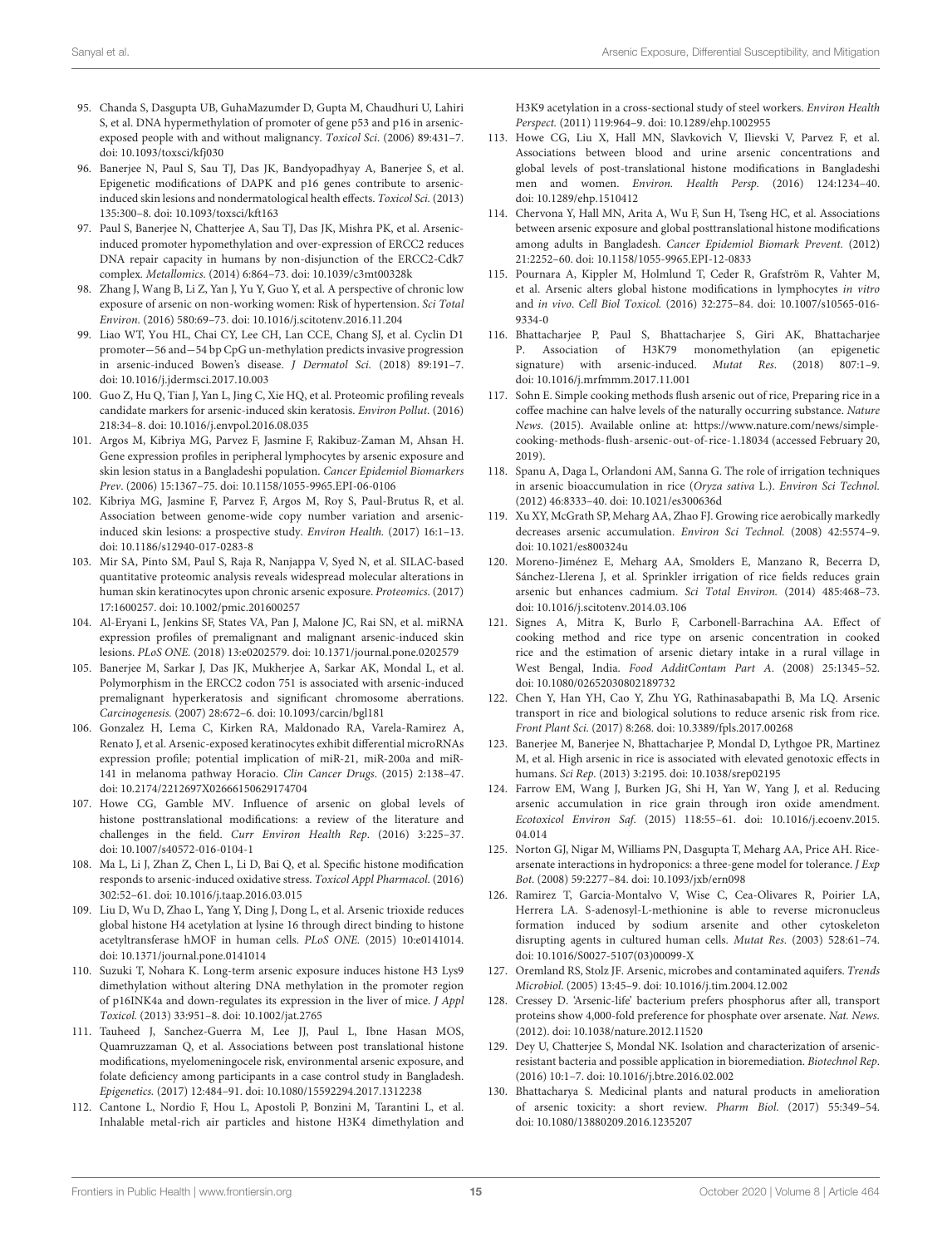95. Chanda S, Dasgupta UB, GuhaMazumder D, Gupta M, Chaudhuri U, Lahiri S, et al. DNA hypermethylation of promoter of gene p53 and p16 in arsenic-exposed people with and without malignancy. *Toxicol Sci*. (2006) 89:431–7. doi: 10.1093/toxsci/kfj030

96. Banerjee N, Paul S, Sau TJ, Das JK, Bandyopadhyay A, Banerjee S, et al. Epigenetic modifications of DAPK and p16 genes contribute to arsenic-induced skin lesions and nondermatological health effects. *Toxicol Sci*. (2013) 135:300–8. doi: 10.1093/toxsci/kft163

97. Paul S, Banerjee N, Chatterjee A, Sau TJ, Das JK, Mishra PK, et al. Arsenic-induced promoter hypomethylation and over-expression of ERCC2 reduces DNA repair capacity in humans by non-disjunction of the ERCC2-Cdk7 complex. *Metallomics*. (2014) 6:864–73. doi: 10.1039/c3mt00328k

98. Zhang J, Wang B, Li Z, Yan J, Yu Y, Guo Y, et al. A perspective of chronic low exposure of arsenic on non-working women: Risk of hypertension. *Sci Total Environ*. (2016) 580:69–73. doi: 10.1016/j.scitotenv.2016.11.204

99. Liao WT, You HL, Chai CY, Lee CH, Lan CCE, Chang SJ, et al. Cyclin D1 promoter−56 and−54 bp CpG un-methylation predicts invasive progression in arsenic-induced Bowen's disease. *J Dermatol Sci*. (2018) 89:191–7. doi: 10.1016/j.jdermsci.2017.10.003

100. Guo Z, Hu Q, Tian J, Yan L, Jing C, Xie HQ, et al. Proteomic profiling reveals candidate markers for arsenic-induced skin keratosis. *Environ Pollut*. (2016) 218:34–8. doi: 10.1016/j.envpol.2016.08.035

101. Argos M, Kibriya MG, Parvez F, Jasmine F, Rakibuz-Zaman M, Ahsan H. Gene expression profiles in peripheral lymphocytes by arsenic exposure and skin lesion status in a Bangladeshi population. *Cancer Epidemiol Biomarkers Prev*. (2006) 15:1367–75. doi: 10.1158/1055-9965.EPI-06-0106

102. Kibriya MG, Jasmine F, Parvez F, Argos M, Roy S, Paul-Brutus R, et al. Association between genome-wide copy number variation and arsenic-induced skin lesions: a prospective study. *Environ Health*. (2017) 16:1–13. doi: 10.1186/s12940-017-0283-8

103. Mir SA, Pinto SM, Paul S, Raja R, Nanjappa V, Syed N, et al. SILAC-based quantitative proteomic analysis reveals widespread molecular alterations in human skin keratinocytes upon chronic arsenic exposure. *Proteomics*. (2017) 17:1600257. doi: 10.1002/pmic.201600257

104. Al-Eryani L, Jenkins SF, States VA, Pan J, Malone JC, Rai SN, et al. miRNA expression profiles of premalignant and malignant arsenic-induced skin lesions. *PLoS ONE*. (2018) 13:e0202579. doi: 10.1371/journal.pone.0202579

105. Banerjee M, Sarkar J, Das JK, Mukherjee A, Sarkar AK, Mondal L, et al. Polymorphism in the ERCC2 codon 751 is associated with arsenic-induced premalignant hyperkeratosis and significant chromosome aberrations. *Carcinogenesis*. (2007) 28:672–6. doi: 10.1093/carcin/bgl181

106. Gonzalez H, Lema C, Kirken RA, Maldonado RA, Varela-Ramirez A, Renato J, et al. Arsenic-exposed keratinocytes exhibit differential microRNAs expression profile; potential implication of miR-21, miR-200a and miR-141 in melanoma pathway Horacio. *Clin Cancer Drugs*. (2015) 2:138–47. doi: 10.2174/2212697X02666150629174704

107. Howe CG, Gamble MV. Influence of arsenic on global levels of histone posttranslational modifications: a review of the literature and challenges in the field. *Curr Environ Health Rep*. (2016) 3:225–37. doi: 10.1007/s40572-016-0104-1

108. Ma L, Li J, Zhan Z, Chen L, Li D, Bai Q, et al. Specific histone modification responds to arsenic-induced oxidative stress. *Toxicol Appl Pharmacol*. (2016) 302:52–61. doi: 10.1016/j.taap.2016.03.015

109. Liu D, Wu D, Zhao L, Yang Y, Ding J, Dong L, et al. Arsenic trioxide reduces global histone H4 acetylation at lysine 16 through direct binding to histone acetyltransferase hMOF in human cells. *PLoS ONE*. (2015) 10:e0141014. doi: 10.1371/journal.pone.0141014

110. Suzuki T, Nohara K. Long-term arsenic exposure induces histone H3 Lys9 dimethylation without altering DNA methylation in the promoter region of p16INK4a and down-regulates its expression in the liver of mice. *J Appl Toxicol*. (2013) 33:951–8. doi: 10.1002/jat.2765

111. Tauheed J, Sanchez-Guerra M, Lee JJ, Paul L, Ibne Hasan MOS, Quamruzzaman Q, et al. Associations between post translational histone modifications, myelomeningocele risk, environmental arsenic exposure, and folate deficiency among participants in a case control study in Bangladesh. *Epigenetics*. (2017) 12:484–91. doi: 10.1080/15592294.2017.1312238

112. Cantone L, Nordio F, Hou L, Apostoli P, Bonzini M, Tarantini L, et al. Inhalable metal-rich air particles and histone H3K4 dimethylation and H3K9 acetylation in a cross-sectional study of steel workers. *Environ Health Perspect*. (2011) 119:964–9. doi: 10.1289/ehp.1002955

113. Howe CG, Liu X, Hall MN, Slavkovich V, Ilievski V, Parvez F, et al. Associations between blood and urine arsenic concentrations and global levels of post-translational histone modifications in Bangladeshi men and women. *Environ. Health Persp*. (2016) 124:1234–40. doi: 10.1289/ehp.1510412

114. Chervona Y, Hall MN, Arita A, Wu F, Sun H, Tseng HC, et al. Associations between arsenic exposure and global posttranslational histone modifications among adults in Bangladesh. *Cancer Epidemiol Biomark Prevent*. (2012) 21:2252–60. doi: 10.1158/1055-9965.EPI-12-0833

115. Pournara A, Kippler M, Holmlund T, Ceder R, Grafström R, Vahter M, et al. Arsenic alters global histone modifications in lymphocytes *in vitro* and *in vivo*. *Cell Biol Toxicol*. (2016) 32:275–84. doi: 10.1007/s10565-016-9334-0

116. Bhattacharjee P, Paul S, Bhattacharjee S, Giri AK, Bhattacharjee P. Association of H3K79 monomethylation (an epigenetic signature) with arsenic-induced. *Mutat Res*. (2018) 807:1–9. doi: 10.1016/j.mrfmmm.2017.11.001

117. Sohn E. Simple cooking methods flush arsenic out of rice, Preparing rice in a coffee machine can halve levels of the naturally occurring substance. *Nature News*. (2015). Available online at: https://www.nature.com/news/simple-cooking-methods-flush-arsenic-out-of-rice-1.18034 (accessed February 20, 2019).

118. Spanu A, Daga L, Orlandoni AM, Sanna G. The role of irrigation techniques in arsenic bioaccumulation in rice (*Oryza sativa* L.). *Environ Sci Technol*. (2012) 46:8333–40. doi: 10.1021/es300636d

119. Xu XY, McGrath SP, Meharg AA, Zhao FJ. Growing rice aerobically markedly decreases arsenic accumulation. *Environ Sci Technol*. (2008) 42:5574–9. doi: 10.1021/es800324u

120. Moreno-Jiménez E, Meharg AA, Smolders E, Manzano R, Becerra D, Sánchez-Llerena J, et al. Sprinkler irrigation of rice fields reduces grain arsenic but enhances cadmium. *Sci Total Environ*. (2014) 485:468–73. doi: 10.1016/j.scitotenv.2014.03.106

121. Signes A, Mitra K, Burlo F, Carbonell-Barrachina AA. Effect of cooking method and rice type on arsenic concentration in cooked rice and the estimation of arsenic dietary intake in a rural village in West Bengal, India. *Food AdditContam Part A*. (2008) 25:1345–52. doi: 10.1080/02652030802189732

122. Chen Y, Han YH, Cao Y, Zhu YG, Rathinasabapathi B, Ma LQ. Arsenic transport in rice and biological solutions to reduce arsenic risk from rice. *Front Plant Sci*. (2017) 8:268. doi: 10.3389/fpls.2017.00268

123. Banerjee M, Banerjee N, Bhattacharjee P, Mondal D, Lythgoe PR, Martinez M, et al. High arsenic in rice is associated with elevated genotoxic effects in humans. *Sci Rep*. (2013) 3:2195. doi: 10.1038/srep02195

124. Farrow EM, Wang J, Burken JG, Shi H, Yan W, Yang J, et al. Reducing arsenic accumulation in rice grain through iron oxide amendment. *Ecotoxicol Environ Saf*. (2015) 118:55–61. doi: 10.1016/j.ecoenv.2015.04.014

125. Norton GJ, Nigar M, Williams PN, Dasgupta T, Meharg AA, Price AH. Rice-arsenate interactions in hydroponics: a three-gene model for tolerance. *J Exp Bot*. (2008) 59:2277–84. doi: 10.1093/jxb/ern098

126. Ramirez T, Garcia-Montalvo V, Wise C, Cea-Olivares R, Poirier LA, Herrera LA. S-adenosyl-L-methionine is able to reverse micronucleus formation induced by sodium arsenite and other cytoskeleton disrupting agents in cultured human cells. *Mutat Res*. (2003) 528:61–74. doi: 10.1016/S0027-5107(03)00099-X

127. Oremland RS, Stolz JF. Arsenic, microbes and contaminated aquifers. *Trends Microbiol*. (2005) 13:45–9. doi: 10.1016/j.tim.2004.12.002

128. Cressey D. 'Arsenic-life' bacterium prefers phosphorus after all, transport proteins show 4,000-fold preference for phosphate over arsenate. *Nat. News*. (2012). doi: 10.1038/nature.2012.11520

129. Dey U, Chatterjee S, Mondal NK. Isolation and characterization of arsenic-resistant bacteria and possible application in bioremediation. *Biotechnol Rep*. (2016) 10:1–7. doi: 10.1016/j.btre.2016.02.002

130. Bhattacharya S. Medicinal plants and natural products in amelioration of arsenic toxicity: a short review. *Pharm Biol*. (2017) 55:349–54. doi: 10.1080/13880209.2016.1235207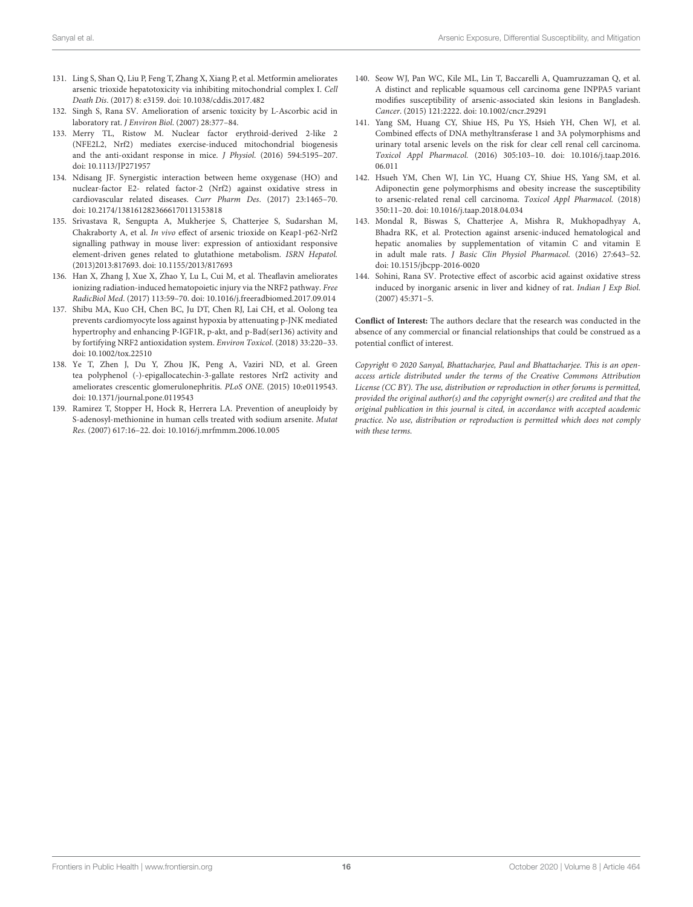131. Ling S, Shan Q, Liu P, Feng T, Zhang X, Xiang P, et al. Metformin ameliorates arsenic trioxide hepatotoxicity via inhibiting mitochondrial complex I. *Cell Death Dis*. (2017) 8: e3159. doi: 10.1038/cddis.2017.482

132. Singh S, Rana SV. Amelioration of arsenic toxicity by L-Ascorbic acid in laboratory rat. *J Environ Biol*. (2007) 28:377–84.

133. Merry TL, Ristow M. Nuclear factor erythroid-derived 2-like 2 (NFE2L2, Nrf2) mediates exercise-induced mitochondrial biogenesis and the anti-oxidant response in mice. *J Physiol*. (2016) 594:5195–207. doi: 10.1113/JP271957

134. Ndisang JF. Synergistic interaction between heme oxygenase (HO) and nuclear-factor E2- related factor-2 (Nrf2) against oxidative stress in cardiovascular related diseases. *Curr Pharm Des*. (2017) 23:1465–70. doi: 10.2174/1381612823666170113153818

135. Srivastava R, Sengupta A, Mukherjee S, Chatterjee S, Sudarshan M, Chakraborty A, et al. *In vivo* effect of arsenic trioxide on Keap1-p62-Nrf2 signalling pathway in mouse liver: expression of antioxidant responsive element-driven genes related to glutathione metabolism. *ISRN Hepatol*. (2013)2013:817693. doi: 10.1155/2013/817693

136. Han X, Zhang J, Xue X, Zhao Y, Lu L, Cui M, et al. Theaflavin ameliorates ionizing radiation-induced hematopoietic injury via the NRF2 pathway. *Free RadicBiol Med*. (2017) 113:59–70. doi: 10.1016/j.freeradbiomed.2017.09.014

137. Shibu MA, Kuo CH, Chen BC, Ju DT, Chen RJ, Lai CH, et al. Oolong tea prevents cardiomyocyte loss against hypoxia by attenuating p-JNK mediated hypertrophy and enhancing P-IGF1R, p-akt, and p-Bad(ser136) activity and by fortifying NRF2 antioxidation system. *Environ Toxicol*. (2018) 33:220–33. doi: 10.1002/tox.22510

138. Ye T, Zhen J, Du Y, Zhou JK, Peng A, Vaziri ND, et al. Green tea polyphenol (-)-epigallocatechin-3-gallate restores Nrf2 activity and ameliorates crescentic glomerulonephritis. *PLoS ONE*. (2015) 10:e0119543. doi: 10.1371/journal.pone.0119543

139. Ramirez T, Stopper H, Hock R, Herrera LA. Prevention of aneuploidy by S-adenosyl-methionine in human cells treated with sodium arsenite. *Mutat Res*. (2007) 617:16–22. doi: 10.1016/j.mrfmmm.2006.10.005

140. Seow WJ, Pan WC, Kile ML, Lin T, Baccarelli A, Quamruzzaman Q, et al. A distinct and replicable squamous cell carcinoma gene INPPA5 variant modifies susceptibility of arsenic-associated skin lesions in Bangladesh. *Cancer*. (2015) 121:2222. doi: 10.1002/cncr.29291

141. Yang SM, Huang CY, Shiue HS, Pu YS, Hsieh YH, Chen WJ, et al. Combined effects of DNA methyltransferase 1 and 3A polymorphisms and urinary total arsenic levels on the risk for clear cell renal cell carcinoma. *Toxicol Appl Pharmacol*. (2016) 305:103–10. doi: 10.1016/j.taap.2016.06.011

142. Hsueh YM, Chen WJ, Lin YC, Huang CY, Shiue HS, Yang SM, et al. Adiponectin gene polymorphisms and obesity increase the susceptibility to arsenic-related renal cell carcinoma. *Toxicol Appl Pharmacol*. (2018) 350:11–20. doi: 10.1016/j.taap.2018.04.034

143. Mondal R, Biswas S, Chatterjee A, Mishra R, Mukhopadhyay A, Bhadra RK, et al. Protection against arsenic-induced hematological and hepatic anomalies by supplementation of vitamin C and vitamin E in adult male rats. *J Basic Clin Physiol Pharmacol*. (2016) 27:643–52. doi: 10.1515/jbcpp-2016-0020

144. Sohini, Rana SV. Protective effect of ascorbic acid against oxidative stress induced by inorganic arsenic in liver and kidney of rat. *Indian J Exp Biol*. (2007) 45:371–5.

**Conflict of Interest:** The authors declare that the research was conducted in the absence of any commercial or financial relationships that could be construed as a potential conflict of interest.

*Copyright © 2020 Sanyal, Bhattacharjee, Paul and Bhattacharjee. This is an open-access article distributed under the terms of the Creative Commons Attribution License (CC BY). The use, distribution or reproduction in other forums is permitted, provided the original author(s) and the copyright owner(s) are credited and that the original publication in this journal is cited, in accordance with accepted academic practice. No use, distribution or reproduction is permitted which does not comply with these terms.*